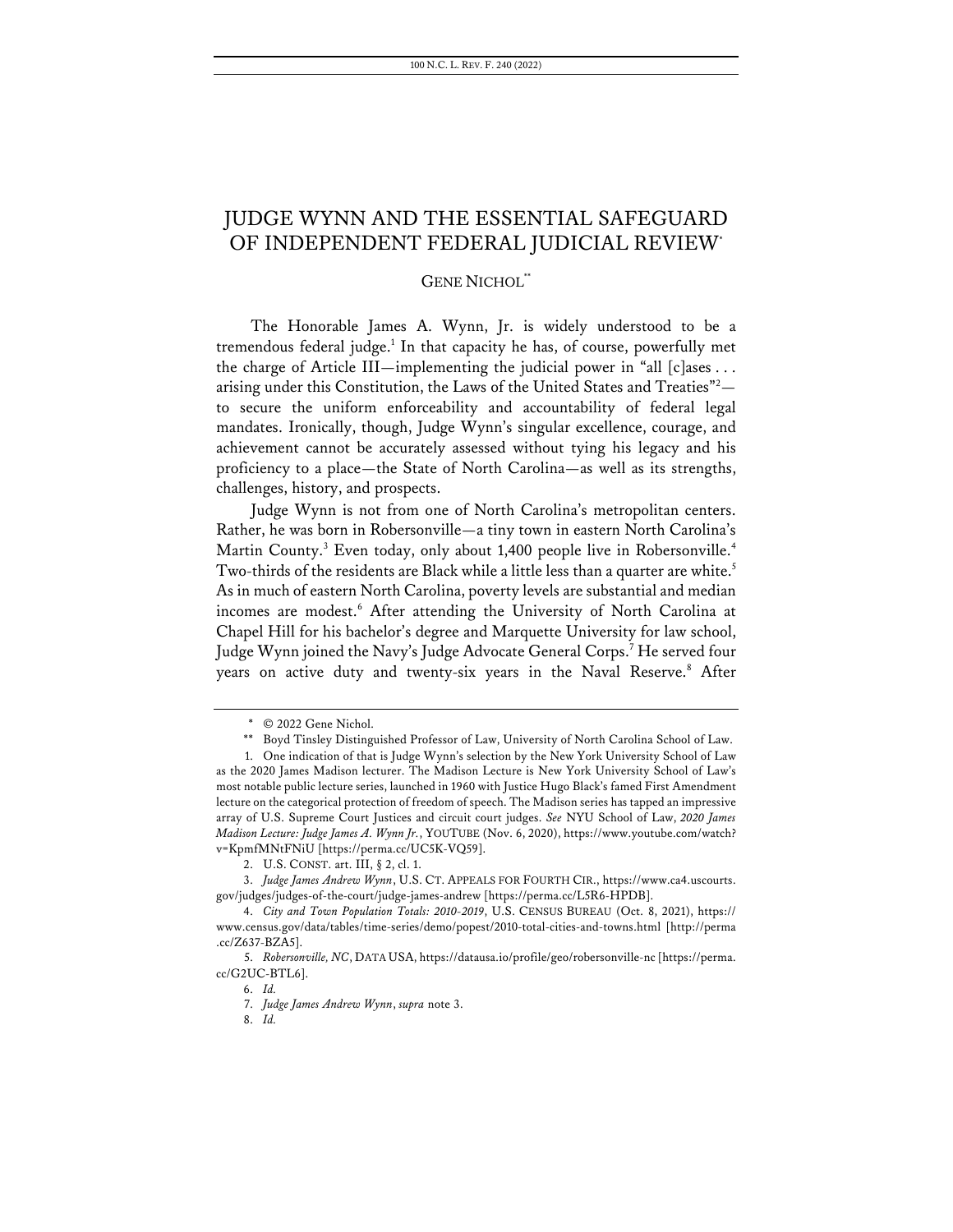# JUDGE WYNN AND THE ESSENTIAL SAFEGUARD OF INDEPENDENT FEDERAL JUDICIAL REVIEW[*]

GENE NICHOL[**]

The Honorable James A. Wynn, Jr. is widely understood to be a tremendous federal judge.[1] In that capacity he has, of course, powerfully met the charge of Article III—implementing the judicial power in "all [c]ases . . . arising under this Constitution, the Laws of the United States and Treaties"[2]—to secure the uniform enforceability and accountability of federal legal mandates. Ironically, though, Judge Wynn's singular excellence, courage, and achievement cannot be accurately assessed without tying his legacy and his proficiency to a place—the State of North Carolina—as well as its strengths, challenges, history, and prospects.

Judge Wynn is not from one of North Carolina's metropolitan centers. Rather, he was born in Robersonville—a tiny town in eastern North Carolina's Martin County.[3] Even today, only about 1,400 people live in Robersonville.[4] Two-thirds of the residents are Black while a little less than a quarter are white.[5] As in much of eastern North Carolina, poverty levels are substantial and median incomes are modest.[6] After attending the University of North Carolina at Chapel Hill for his bachelor's degree and Marquette University for law school, Judge Wynn joined the Navy's Judge Advocate General Corps.[7] He served four years on active duty and twenty-six years in the Naval Reserve.[8] After

---

\* © 2022 Gene Nichol.

\*\* Boyd Tinsley Distinguished Professor of Law, University of North Carolina School of Law.

1. One indication of that is Judge Wynn's selection by the New York University School of Law as the 2020 James Madison lecturer. The Madison Lecture is New York University School of Law's most notable public lecture series, launched in 1960 with Justice Hugo Black's famed First Amendment lecture on the categorical protection of freedom of speech. The Madison series has tapped an impressive array of U.S. Supreme Court Justices and circuit court judges. *See* NYU School of Law, *2020 James Madison Lecture: Judge James A. Wynn Jr.*, YOUTUBE (Nov. 6, 2020), https://www.youtube.com/watch?v=KpmfMNtFNiU [https://perma.cc/UC5K-VQ59].

2. U.S. CONST. art. III, § 2, cl. 1.

3. *Judge James Andrew Wynn*, U.S. CT. APPEALS FOR FOURTH CIR., https://www.ca4.uscourts.gov/judges/judges-of-the-court/judge-james-andrew [https://perma.cc/L5R6-HPDB].

4. *City and Town Population Totals: 2010-2019*, U.S. CENSUS BUREAU (Oct. 8, 2021), https://www.census.gov/data/tables/time-series/demo/popest/2010-total-cities-and-towns.html [http://perma.cc/Z637-BZA5].

5. *Robersonville, NC*, DATA USA, https://datausa.io/profile/geo/robersonville-nc [https://perma.cc/G2UC-BTL6].

6. *Id.*

7. *Judge James Andrew Wynn*, *supra* note 3.

8. *Id.*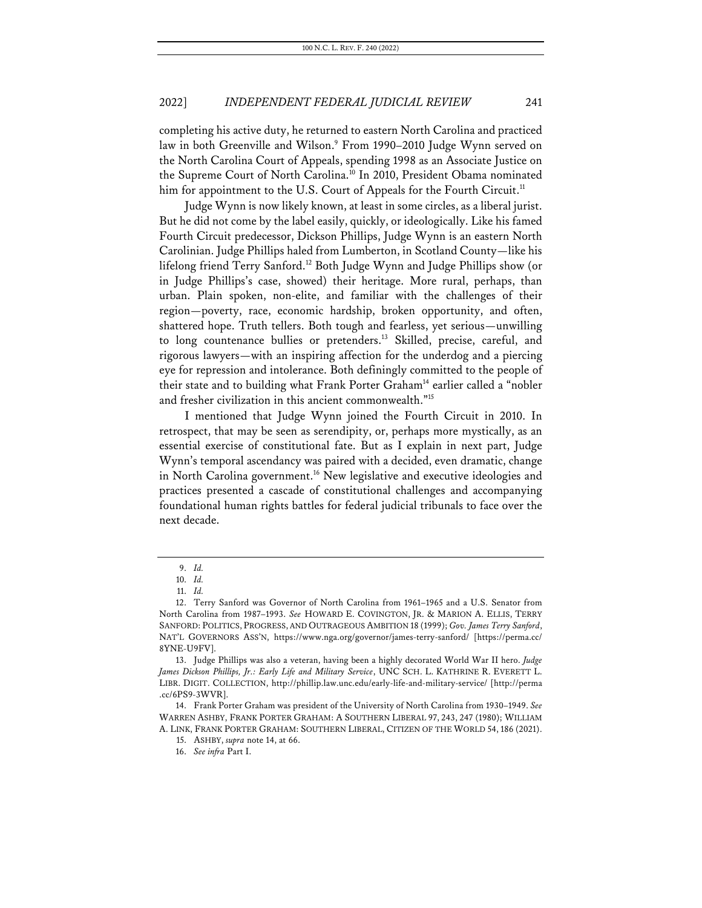completing his active duty, he returned to eastern North Carolina and practiced law in both Greenville and Wilson.[9] From 1990–2010 Judge Wynn served on the North Carolina Court of Appeals, spending 1998 as an Associate Justice on the Supreme Court of North Carolina.[10] In 2010, President Obama nominated him for appointment to the U.S. Court of Appeals for the Fourth Circuit.[11]

Judge Wynn is now likely known, at least in some circles, as a liberal jurist. But he did not come by the label easily, quickly, or ideologically. Like his famed Fourth Circuit predecessor, Dickson Phillips, Judge Wynn is an eastern North Carolinian. Judge Phillips haled from Lumberton, in Scotland County—like his lifelong friend Terry Sanford.[12] Both Judge Wynn and Judge Phillips show (or in Judge Phillips's case, showed) their heritage. More rural, perhaps, than urban. Plain spoken, non-elite, and familiar with the challenges of their region—poverty, race, economic hardship, broken opportunity, and often, shattered hope. Truth tellers. Both tough and fearless, yet serious—unwilling to long countenance bullies or pretenders.[13] Skilled, precise, careful, and rigorous lawyers—with an inspiring affection for the underdog and a piercing eye for repression and intolerance. Both definingly committed to the people of their state and to building what Frank Porter Graham[14] earlier called a "nobler and fresher civilization in this ancient commonwealth."[15]

I mentioned that Judge Wynn joined the Fourth Circuit in 2010. In retrospect, that may be seen as serendipity, or, perhaps more mystically, as an essential exercise of constitutional fate. But as I explain in next part, Judge Wynn's temporal ascendancy was paired with a decided, even dramatic, change in North Carolina government.[16] New legislative and executive ideologies and practices presented a cascade of constitutional challenges and accompanying foundational human rights battles for federal judicial tribunals to face over the next decade.

---

9. *Id.*

10. *Id.*

11. *Id.*

12. Terry Sanford was Governor of North Carolina from 1961–1965 and a U.S. Senator from North Carolina from 1987–1993. *See* HOWARD E. COVINGTON, JR. & MARION A. ELLIS, TERRY SANFORD: POLITICS, PROGRESS, AND OUTRAGEOUS AMBITION 18 (1999); *Gov. James Terry Sanford*, NAT'L GOVERNORS ASS'N, https://www.nga.org/governor/james-terry-sanford/ [https://perma.cc/8YNE-U9FV].

13. Judge Phillips was also a veteran, having been a highly decorated World War II hero. *Judge James Dickson Phillips, Jr.: Early Life and Military Service*, UNC SCH. L. KATHRINE R. EVERETT L. LIBR. DIGIT. COLLECTION, http://phillip.law.unc.edu/early-life-and-military-service/ [http://perma.cc/6PS9-3WVR].

14. Frank Porter Graham was president of the University of North Carolina from 1930–1949. *See* WARREN ASHBY, FRANK PORTER GRAHAM: A SOUTHERN LIBERAL 97, 243, 247 (1980); WILLIAM A. LINK, FRANK PORTER GRAHAM: SOUTHERN LIBERAL, CITIZEN OF THE WORLD 54, 186 (2021).

15. ASHBY, *supra* note 14, at 66.

16. *See infra* Part I.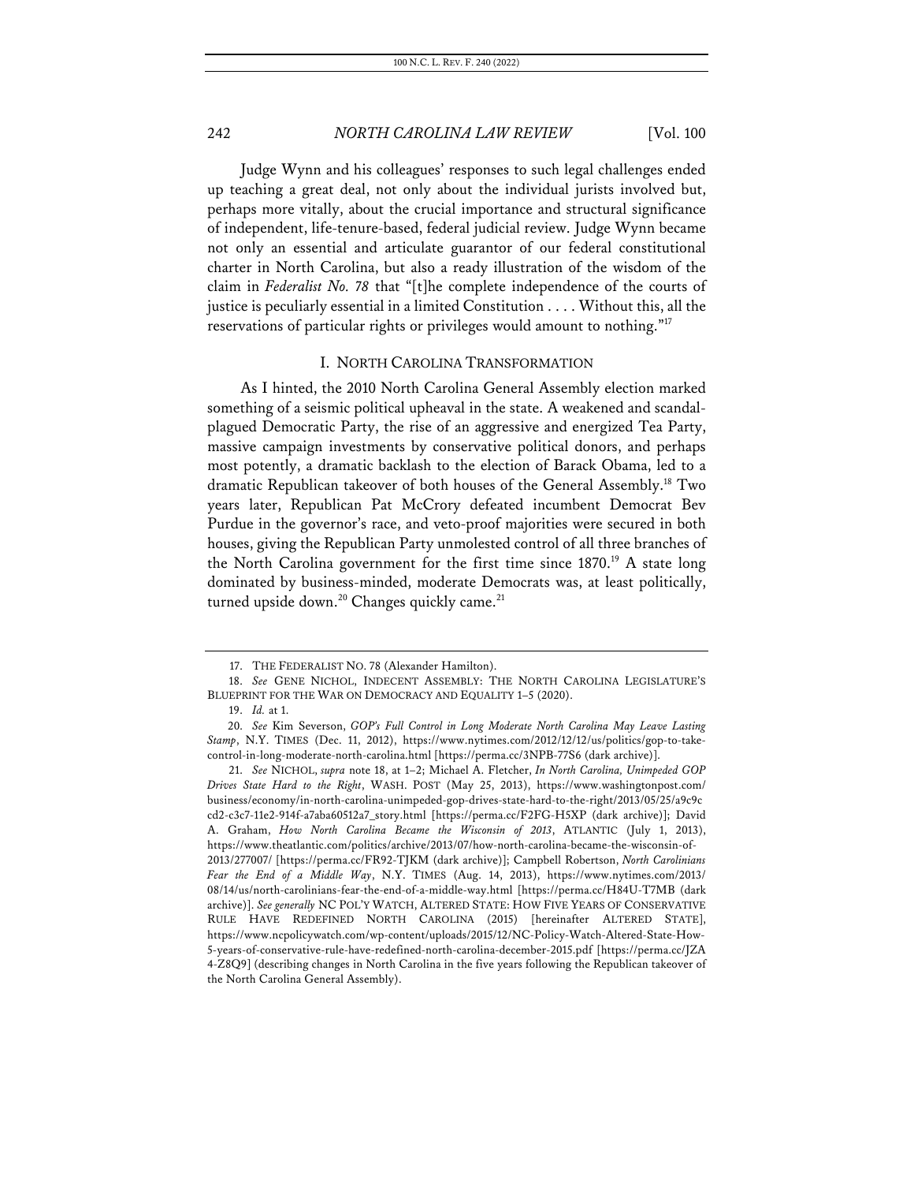Judge Wynn and his colleagues' responses to such legal challenges ended up teaching a great deal, not only about the individual jurists involved but, perhaps more vitally, about the crucial importance and structural significance of independent, life-tenure-based, federal judicial review. Judge Wynn became not only an essential and articulate guarantor of our federal constitutional charter in North Carolina, but also a ready illustration of the wisdom of the claim in *Federalist No. 78* that "[t]he complete independence of the courts of justice is peculiarly essential in a limited Constitution . . . . Without this, all the reservations of particular rights or privileges would amount to nothing."[17]

## I. NORTH CAROLINA TRANSFORMATION

As I hinted, the 2010 North Carolina General Assembly election marked something of a seismic political upheaval in the state. A weakened and scandal-plagued Democratic Party, the rise of an aggressive and energized Tea Party, massive campaign investments by conservative political donors, and perhaps most potently, a dramatic backlash to the election of Barack Obama, led to a dramatic Republican takeover of both houses of the General Assembly.[18] Two years later, Republican Pat McCrory defeated incumbent Democrat Bev Purdue in the governor's race, and veto-proof majorities were secured in both houses, giving the Republican Party unmolested control of all three branches of the North Carolina government for the first time since 1870.[19] A state long dominated by business-minded, moderate Democrats was, at least politically, turned upside down.[20] Changes quickly came.[21]

---

17. THE FEDERALIST NO. 78 (Alexander Hamilton).

18. *See* GENE NICHOL, INDECENT ASSEMBLY: THE NORTH CAROLINA LEGISLATURE'S BLUEPRINT FOR THE WAR ON DEMOCRACY AND EQUALITY 1–5 (2020).

19. *Id.* at 1.

20. *See* Kim Severson, *GOP's Full Control in Long Moderate North Carolina May Leave Lasting Stamp*, N.Y. TIMES (Dec. 11, 2012), https://www.nytimes.com/2012/12/12/us/politics/gop-to-take-control-in-long-moderate-north-carolina.html [https://perma.cc/3NPB-77S6 (dark archive)].

21. *See* NICHOL, *supra* note 18, at 1–2; Michael A. Fletcher, *In North Carolina, Unimpeded GOP Drives State Hard to the Right*, WASH. POST (May 25, 2013), https://www.washingtonpost.com/business/economy/in-north-carolina-unimpeded-gop-drives-state-hard-to-the-right/2013/05/25/a9c9ccd2-c3c7-11e2-914f-a7aba60512a7_story.html [https://perma.cc/F2FG-H5XP (dark archive)]; David A. Graham, *How North Carolina Became the Wisconsin of 2013*, ATLANTIC (July 1, 2013), https://www.theatlantic.com/politics/archive/2013/07/how-north-carolina-became-the-wisconsin-of-2013/277007/ [https://perma.cc/FR92-TJKM (dark archive)]; Campbell Robertson, *North Carolinians Fear the End of a Middle Way*, N.Y. TIMES (Aug. 14, 2013), https://www.nytimes.com/2013/08/14/us/north-carolinians-fear-the-end-of-a-middle-way.html [https://perma.cc/H84U-T7MB (dark archive)]. *See generally* NC POL'Y WATCH, ALTERED STATE: HOW FIVE YEARS OF CONSERVATIVE RULE HAVE REDEFINED NORTH CAROLINA (2015) [hereinafter ALTERED STATE], https://www.ncpolicywatch.com/wp-content/uploads/2015/12/NC-Policy-Watch-Altered-State-How-5-years-of-conservative-rule-have-redefined-north-carolina-december-2015.pdf [https://perma.cc/JZA4-Z8Q9] (describing changes in North Carolina in the five years following the Republican takeover of the North Carolina General Assembly).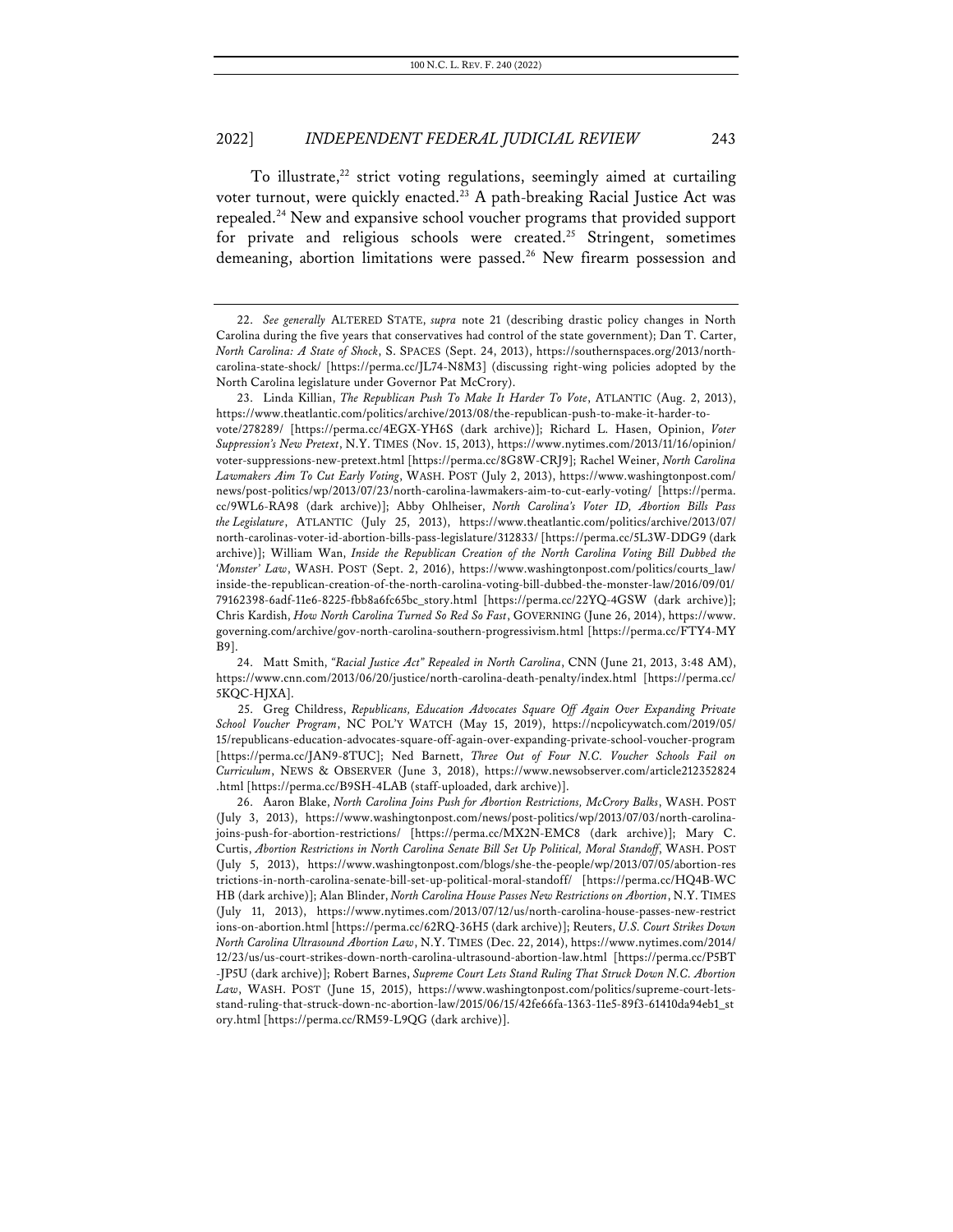To illustrate,[22] strict voting regulations, seemingly aimed at curtailing voter turnout, were quickly enacted.[23] A path-breaking Racial Justice Act was repealed.[24] New and expansive school voucher programs that provided support for private and religious schools were created.[25] Stringent, sometimes demeaning, abortion limitations were passed.[26] New firearm possession and

---

22. *See generally* ALTERED STATE, *supra* note 21 (describing drastic policy changes in North Carolina during the five years that conservatives had control of the state government); Dan T. Carter, *North Carolina: A State of Shock*, S. SPACES (Sept. 24, 2013), https://southernspaces.org/2013/north-carolina-state-shock/ [https://perma.cc/JL74-N8M3] (discussing right-wing policies adopted by the North Carolina legislature under Governor Pat McCrory).

23. Linda Killian, *The Republican Push To Make It Harder To Vote*, ATLANTIC (Aug. 2, 2013), https://www.theatlantic.com/politics/archive/2013/08/the-republican-push-to-make-it-harder-to-vote/278289/ [https://perma.cc/4EGX-YH6S (dark archive)]; Richard L. Hasen, Opinion, *Voter Suppression's New Pretext*, N.Y. TIMES (Nov. 15, 2013), https://www.nytimes.com/2013/11/16/opinion/voter-suppressions-new-pretext.html [https://perma.cc/8G8W-CRJ9]; Rachel Weiner, *North Carolina Lawmakers Aim To Cut Early Voting*, WASH. POST (July 2, 2013), https://www.washingtonpost.com/news/post-politics/wp/2013/07/23/north-carolina-lawmakers-aim-to-cut-early-voting/ [https://perma.cc/9WL6-RA98 (dark archive)]; Abby Ohlheiser, *North Carolina's Voter ID, Abortion Bills Pass the Legislature*, ATLANTIC (July 25, 2013), https://www.theatlantic.com/politics/archive/2013/07/north-carolinas-voter-id-abortion-bills-pass-legislature/312833/ [https://perma.cc/5L3W-DDG9 (dark archive)]; William Wan, *Inside the Republican Creation of the North Carolina Voting Bill Dubbed the 'Monster' Law*, WASH. POST (Sept. 2, 2016), https://www.washingtonpost.com/politics/courts_law/inside-the-republican-creation-of-the-north-carolina-voting-bill-dubbed-the-monster-law/2016/09/01/79162398-6adf-11e6-8225-fbb8a6fc65bc_story.html [https://perma.cc/22YQ-4GSW (dark archive)]; Chris Kardish, *How North Carolina Turned So Red So Fast*, GOVERNING (June 26, 2014), https://www.governing.com/archive/gov-north-carolina-southern-progressivism.html [https://perma.cc/FTY4-MYB9].

24. Matt Smith, *"Racial Justice Act" Repealed in North Carolina*, CNN (June 21, 2013, 3:48 AM), https://www.cnn.com/2013/06/20/justice/north-carolina-death-penalty/index.html [https://perma.cc/5KQC-HJXA].

25. Greg Childress, *Republicans, Education Advocates Square Off Again Over Expanding Private School Voucher Program*, NC POL'Y WATCH (May 15, 2019), https://ncpolicywatch.com/2019/05/15/republicans-education-advocates-square-off-again-over-expanding-private-school-voucher-program [https://perma.cc/JAN9-8TUC]; Ned Barnett, *Three Out of Four N.C. Voucher Schools Fail on Curriculum*, NEWS & OBSERVER (June 3, 2018), https://www.newsobserver.com/article212352824.html [https://perma.cc/B9SH-4LAB (staff-uploaded, dark archive)].

26. Aaron Blake, *North Carolina Joins Push for Abortion Restrictions, McCrory Balks*, WASH. POST (July 3, 2013), https://www.washingtonpost.com/news/post-politics/wp/2013/07/03/north-carolina-joins-push-for-abortion-restrictions/ [https://perma.cc/MX2N-EMC8 (dark archive)]; Mary C. Curtis, *Abortion Restrictions in North Carolina Senate Bill Set Up Political, Moral Standoff*, WASH. POST (July 5, 2013), https://www.washingtonpost.com/blogs/she-the-people/wp/2013/07/05/abortion-restrictions-in-north-carolina-senate-bill-set-up-political-moral-standoff/ [https://perma.cc/HQ4B-WCHB (dark archive)]; Alan Blinder, *North Carolina House Passes New Restrictions on Abortion*, N.Y. TIMES (July 11, 2013), https://www.nytimes.com/2013/07/12/us/north-carolina-house-passes-new-restrictions-on-abortion.html [https://perma.cc/62RQ-36H5 (dark archive)]; Reuters, *U.S. Court Strikes Down North Carolina Ultrasound Abortion Law*, N.Y. TIMES (Dec. 22, 2014), https://www.nytimes.com/2014/12/23/us/us-court-strikes-down-north-carolina-ultrasound-abortion-law.html [https://perma.cc/P5BT-JP5U (dark archive)]; Robert Barnes, *Supreme Court Lets Stand Ruling That Struck Down N.C. Abortion Law*, WASH. POST (June 15, 2015), https://www.washingtonpost.com/politics/supreme-court-lets-stand-ruling-that-struck-down-nc-abortion-law/2015/06/15/42fe66fa-1363-11e5-89f3-61410da94eb1_story.html [https://perma.cc/RM59-L9QG (dark archive)].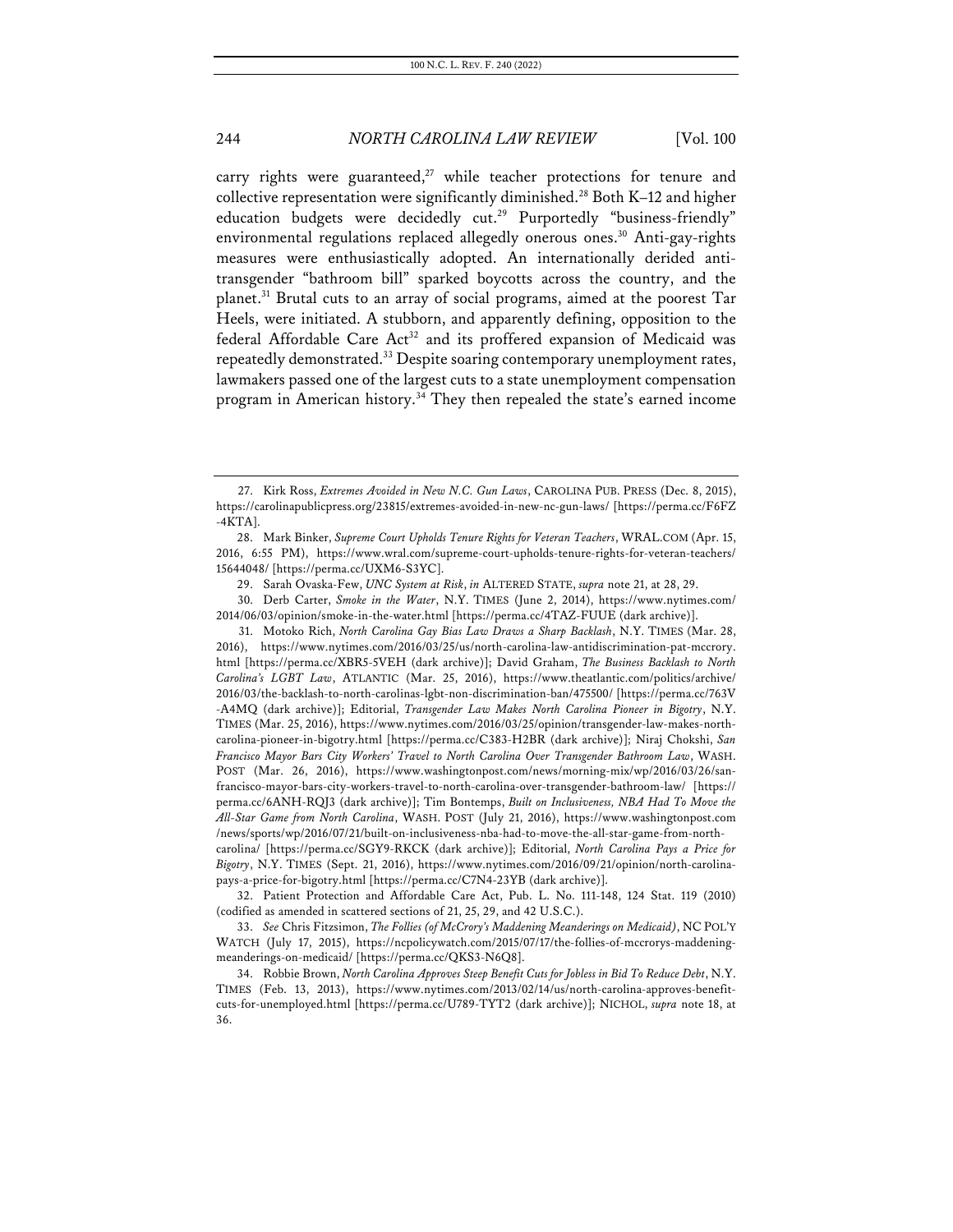carry rights were guaranteed,[27] while teacher protections for tenure and collective representation were significantly diminished.[28] Both K–12 and higher education budgets were decidedly cut.[29] Purportedly "business-friendly" environmental regulations replaced allegedly onerous ones.[30] Anti-gay-rights measures were enthusiastically adopted. An internationally derided anti-transgender "bathroom bill" sparked boycotts across the country, and the planet.[31] Brutal cuts to an array of social programs, aimed at the poorest Tar Heels, were initiated. A stubborn, and apparently defining, opposition to the federal Affordable Care Act[32] and its proffered expansion of Medicaid was repeatedly demonstrated.[33] Despite soaring contemporary unemployment rates, lawmakers passed one of the largest cuts to a state unemployment compensation program in American history.[34] They then repealed the state's earned income

---

27. Kirk Ross, *Extremes Avoided in New N.C. Gun Laws*, CAROLINA PUB. PRESS (Dec. 8, 2015), https://carolinapublicpress.org/23815/extremes-avoided-in-new-nc-gun-laws/ [https://perma.cc/F6FZ-4KTA].

28. Mark Binker, *Supreme Court Upholds Tenure Rights for Veteran Teachers*, WRAL.COM (Apr. 15, 2016, 6:55 PM), https://www.wral.com/supreme-court-upholds-tenure-rights-for-veteran-teachers/15644048/ [https://perma.cc/UXM6-S3YC].

29. Sarah Ovaska-Few, *UNC System at Risk*, *in* ALTERED STATE, *supra* note 21, at 28, 29.

30. Derb Carter, *Smoke in the Water*, N.Y. TIMES (June 2, 2014), https://www.nytimes.com/2014/06/03/opinion/smoke-in-the-water.html [https://perma.cc/4TAZ-FUUE (dark archive)].

31. Motoko Rich, *North Carolina Gay Bias Law Draws a Sharp Backlash*, N.Y. TIMES (Mar. 28, 2016), https://www.nytimes.com/2016/03/25/us/north-carolina-law-antidiscrimination-pat-mccrory.html [https://perma.cc/XBR5-5VEH (dark archive)]; David Graham, *The Business Backlash to North Carolina's LGBT Law*, ATLANTIC (Mar. 25, 2016), https://www.theatlantic.com/politics/archive/2016/03/the-backlash-to-north-carolinas-lgbt-non-discrimination-ban/475500/ [https://perma.cc/763V-A4MQ (dark archive)]; Editorial, *Transgender Law Makes North Carolina Pioneer in Bigotry*, N.Y. TIMES (Mar. 25, 2016), https://www.nytimes.com/2016/03/25/opinion/transgender-law-makes-north-carolina-pioneer-in-bigotry.html [https://perma.cc/C383-H2BR (dark archive)]; Niraj Chokshi, *San Francisco Mayor Bars City Workers' Travel to North Carolina Over Transgender Bathroom Law*, WASH. POST (Mar. 26, 2016), https://www.washingtonpost.com/news/morning-mix/wp/2016/03/26/san-francisco-mayor-bars-city-workers-travel-to-north-carolina-over-transgender-bathroom-law/ [https://perma.cc/6ANH-RQJ3 (dark archive)]; Tim Bontemps, *Built on Inclusiveness, NBA Had To Move the All-Star Game from North Carolina*, WASH. POST (July 21, 2016), https://www.washingtonpost.com/news/sports/wp/2016/07/21/built-on-inclusiveness-nba-had-to-move-the-all-star-game-from-north-carolina/ [https://perma.cc/SGY9-RKCK (dark archive)]; Editorial, *North Carolina Pays a Price for Bigotry*, N.Y. TIMES (Sept. 21, 2016), https://www.nytimes.com/2016/09/21/opinion/north-carolina-pays-a-price-for-bigotry.html [https://perma.cc/C7N4-23YB (dark archive)].

32. Patient Protection and Affordable Care Act, Pub. L. No. 111-148, 124 Stat. 119 (2010) (codified as amended in scattered sections of 21, 25, 29, and 42 U.S.C.).

33. *See* Chris Fitzsimon, *The Follies (of McCrory's Maddening Meanderings on Medicaid)*, NC POL'Y WATCH (July 17, 2015), https://ncpolicywatch.com/2015/07/17/the-follies-of-mccrorys-maddening-meanderings-on-medicaid/ [https://perma.cc/QKS3-N6Q8].

34. Robbie Brown, *North Carolina Approves Steep Benefit Cuts for Jobless in Bid To Reduce Debt*, N.Y. TIMES (Feb. 13, 2013), https://www.nytimes.com/2013/02/14/us/north-carolina-approves-benefit-cuts-for-unemployed.html [https://perma.cc/U789-TYT2 (dark archive)]; NICHOL, *supra* note 18, at 36.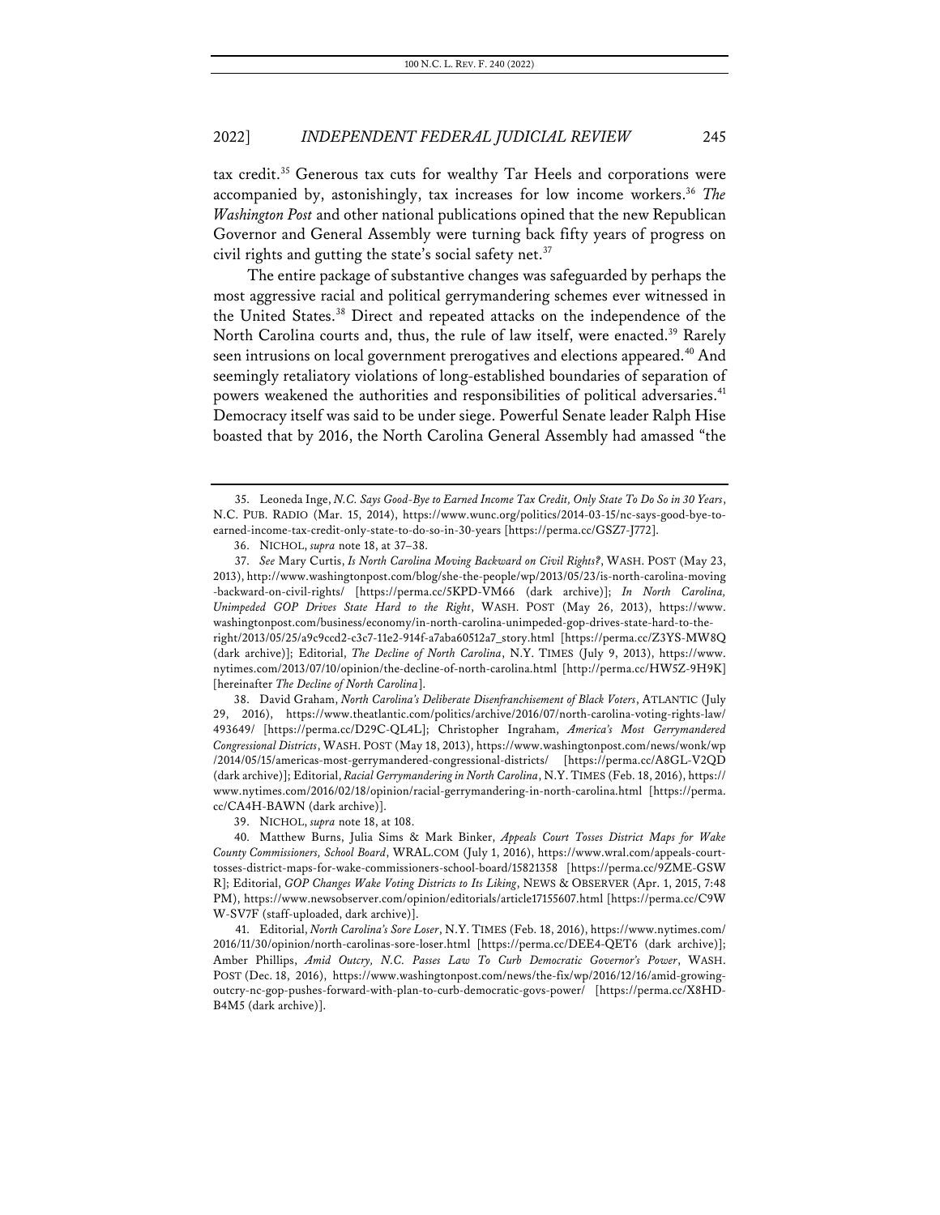tax credit.[35] Generous tax cuts for wealthy Tar Heels and corporations were accompanied by, astonishingly, tax increases for low income workers.[36] *The Washington Post* and other national publications opined that the new Republican Governor and General Assembly were turning back fifty years of progress on civil rights and gutting the state's social safety net.[37]

The entire package of substantive changes was safeguarded by perhaps the most aggressive racial and political gerrymandering schemes ever witnessed in the United States.[38] Direct and repeated attacks on the independence of the North Carolina courts and, thus, the rule of law itself, were enacted.[39] Rarely seen intrusions on local government prerogatives and elections appeared.[40] And seemingly retaliatory violations of long-established boundaries of separation of powers weakened the authorities and responsibilities of political adversaries.[41] Democracy itself was said to be under siege. Powerful Senate leader Ralph Hise boasted that by 2016, the North Carolina General Assembly had amassed "the

---

35. Leoneda Inge, *N.C. Says Good-Bye to Earned Income Tax Credit, Only State To Do So in 30 Years*, N.C. PUB. RADIO (Mar. 15, 2014), https://www.wunc.org/politics/2014-03-15/nc-says-good-bye-to-earned-income-tax-credit-only-state-to-do-so-in-30-years [https://perma.cc/GSZ7-J772].

36. NICHOL, *supra* note 18, at 37–38.

37. *See* Mary Curtis, *Is North Carolina Moving Backward on Civil Rights?*, WASH. POST (May 23, 2013), http://www.washingtonpost.com/blog/she-the-people/wp/2013/05/23/is-north-carolina-moving-backward-on-civil-rights/ [https://perma.cc/5KPD-VM66 (dark archive)]; *In North Carolina, Unimpeded GOP Drives State Hard to the Right*, WASH. POST (May 26, 2013), https://www.washingtonpost.com/business/economy/in-north-carolina-unimpeded-gop-drives-state-hard-to-the-right/2013/05/25/a9c9ccd2-c3c7-11e2-914f-a7aba60512a7_story.html [https://perma.cc/Z3YS-MW8Q (dark archive)]; Editorial, *The Decline of North Carolina*, N.Y. TIMES (July 9, 2013), https://www.nytimes.com/2013/07/10/opinion/the-decline-of-north-carolina.html [http://perma.cc/HW5Z-9H9K] [hereinafter *The Decline of North Carolina*].

38. David Graham, *North Carolina's Deliberate Disenfranchisement of Black Voters*, ATLANTIC (July 29, 2016), https://www.theatlantic.com/politics/archive/2016/07/north-carolina-voting-rights-law/493649/ [https://perma.cc/D29C-QL4L]; Christopher Ingraham, *America's Most Gerrymandered Congressional Districts*, WASH. POST (May 18, 2013), https://www.washingtonpost.com/news/wonk/wp/2014/05/15/americas-most-gerrymandered-congressional-districts/ [https://perma.cc/A8GL-V2QD (dark archive)]; Editorial, *Racial Gerrymandering in North Carolina*, N.Y. TIMES (Feb. 18, 2016), https://www.nytimes.com/2016/02/18/opinion/racial-gerrymandering-in-north-carolina.html [https://perma.cc/CA4H-BAWN (dark archive)].

39. NICHOL, *supra* note 18, at 108.

40. Matthew Burns, Julia Sims & Mark Binker, *Appeals Court Tosses District Maps for Wake County Commissioners, School Board*, WRAL.COM (July 1, 2016), https://www.wral.com/appeals-court-tosses-district-maps-for-wake-commissioners-school-board/15821358 [https://perma.cc/9ZME-GSWR]; Editorial, *GOP Changes Wake Voting Districts to Its Liking*, NEWS & OBSERVER (Apr. 1, 2015, 7:48 PM), https://www.newsobserver.com/opinion/editorials/article17155607.html [https://perma.cc/C9WW-SV7F (staff-uploaded, dark archive)].

41. Editorial, *North Carolina's Sore Loser*, N.Y. TIMES (Feb. 18, 2016), https://www.nytimes.com/2016/11/30/opinion/north-carolinas-sore-loser.html [https://perma.cc/DEE4-QET6 (dark archive)]; Amber Phillips, *Amid Outcry, N.C. Passes Law To Curb Democratic Governor's Power*, WASH. POST (Dec. 18, 2016), https://www.washingtonpost.com/news/the-fix/wp/2016/12/16/amid-growing-outcry-nc-gop-pushes-forward-with-plan-to-curb-democratic-govs-power/ [https://perma.cc/X8HD-B4M5 (dark archive)].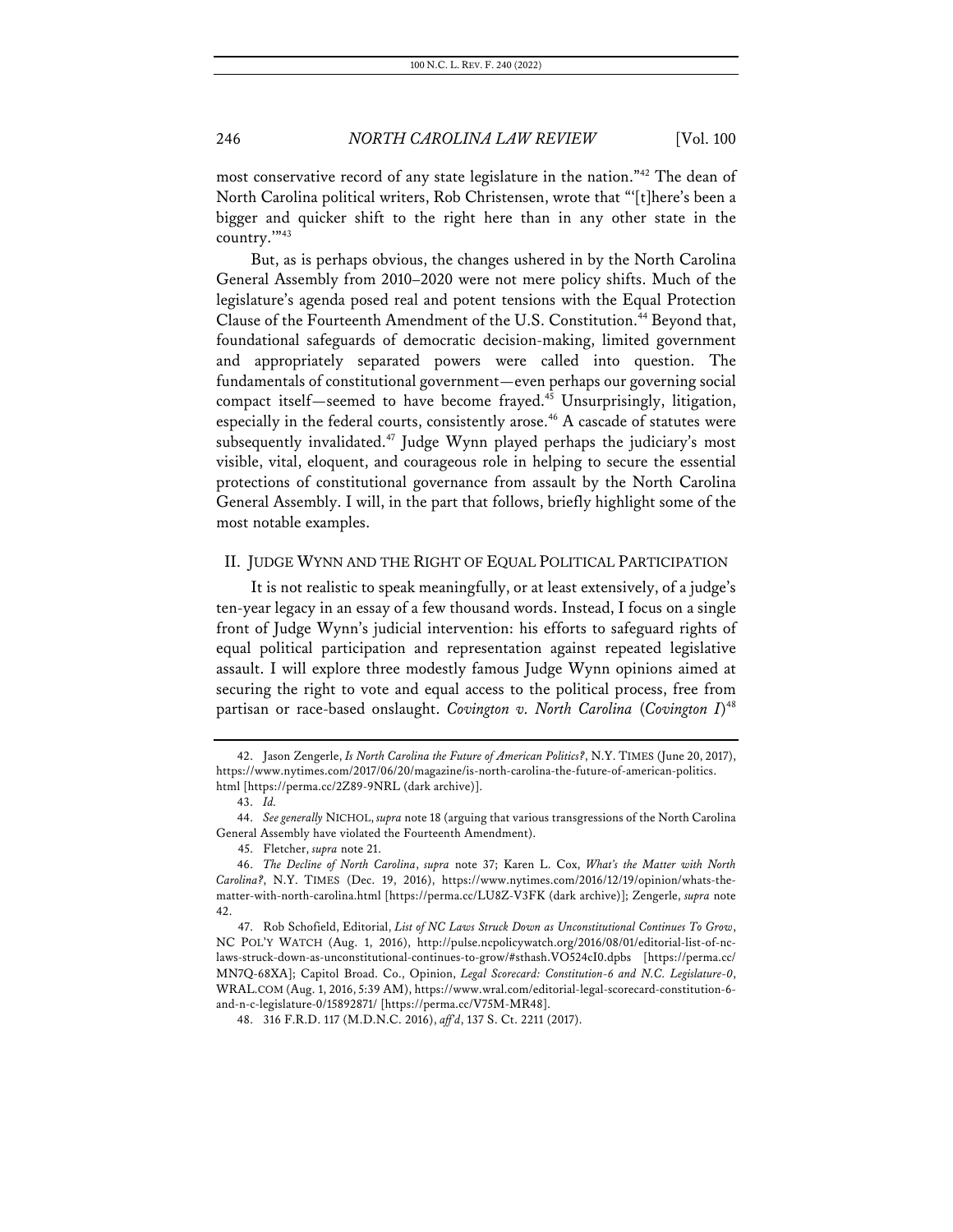most conservative record of any state legislature in the nation."[42] The dean of North Carolina political writers, Rob Christensen, wrote that "'[t]here's been a bigger and quicker shift to the right here than in any other state in the country.'"[43]

But, as is perhaps obvious, the changes ushered in by the North Carolina General Assembly from 2010–2020 were not mere policy shifts. Much of the legislature's agenda posed real and potent tensions with the Equal Protection Clause of the Fourteenth Amendment of the U.S. Constitution.[44] Beyond that, foundational safeguards of democratic decision-making, limited government and appropriately separated powers were called into question. The fundamentals of constitutional government—even perhaps our governing social compact itself—seemed to have become frayed.[45] Unsurprisingly, litigation, especially in the federal courts, consistently arose.[46] A cascade of statutes were subsequently invalidated.[47] Judge Wynn played perhaps the judiciary's most visible, vital, eloquent, and courageous role in helping to secure the essential protections of constitutional governance from assault by the North Carolina General Assembly. I will, in the part that follows, briefly highlight some of the most notable examples.

## II. JUDGE WYNN AND THE RIGHT OF EQUAL POLITICAL PARTICIPATION

It is not realistic to speak meaningfully, or at least extensively, of a judge's ten-year legacy in an essay of a few thousand words. Instead, I focus on a single front of Judge Wynn's judicial intervention: his efforts to safeguard rights of equal political participation and representation against repeated legislative assault. I will explore three modestly famous Judge Wynn opinions aimed at securing the right to vote and equal access to the political process, free from partisan or race-based onslaught. *Covington v. North Carolina* (*Covington I*)[48]

---

42. Jason Zengerle, *Is North Carolina the Future of American Politics?*, N.Y. TIMES (June 20, 2017), https://www.nytimes.com/2017/06/20/magazine/is-north-carolina-the-future-of-american-politics.html [https://perma.cc/2Z89-9NRL (dark archive)].

43. *Id.*

44. *See generally* NICHOL, *supra* note 18 (arguing that various transgressions of the North Carolina General Assembly have violated the Fourteenth Amendment).

45. Fletcher, *supra* note 21.

46. *The Decline of North Carolina*, *supra* note 37; Karen L. Cox, *What's the Matter with North Carolina?*, N.Y. TIMES (Dec. 19, 2016), https://www.nytimes.com/2016/12/19/opinion/whats-the-matter-with-north-carolina.html [https://perma.cc/LU8Z-V3FK (dark archive)]; Zengerle, *supra* note 42.

47. Rob Schofield, Editorial, *List of NC Laws Struck Down as Unconstitutional Continues To Grow*, NC POL'Y WATCH (Aug. 1, 2016), http://pulse.ncpolicywatch.org/2016/08/01/editorial-list-of-nc-laws-struck-down-as-unconstitutional-continues-to-grow/#sthash.VO524cI0.dpbs [https://perma.cc/MN7Q-68XA]; Capitol Broad. Co., Opinion, *Legal Scorecard: Constitution-6 and N.C. Legislature-0*, WRAL.COM (Aug. 1, 2016, 5:39 AM), https://www.wral.com/editorial-legal-scorecard-constitution-6-and-n-c-legislature-0/15892871/ [https://perma.cc/V75M-MR48].

48. 316 F.R.D. 117 (M.D.N.C. 2016), *aff'd*, 137 S. Ct. 2211 (2017).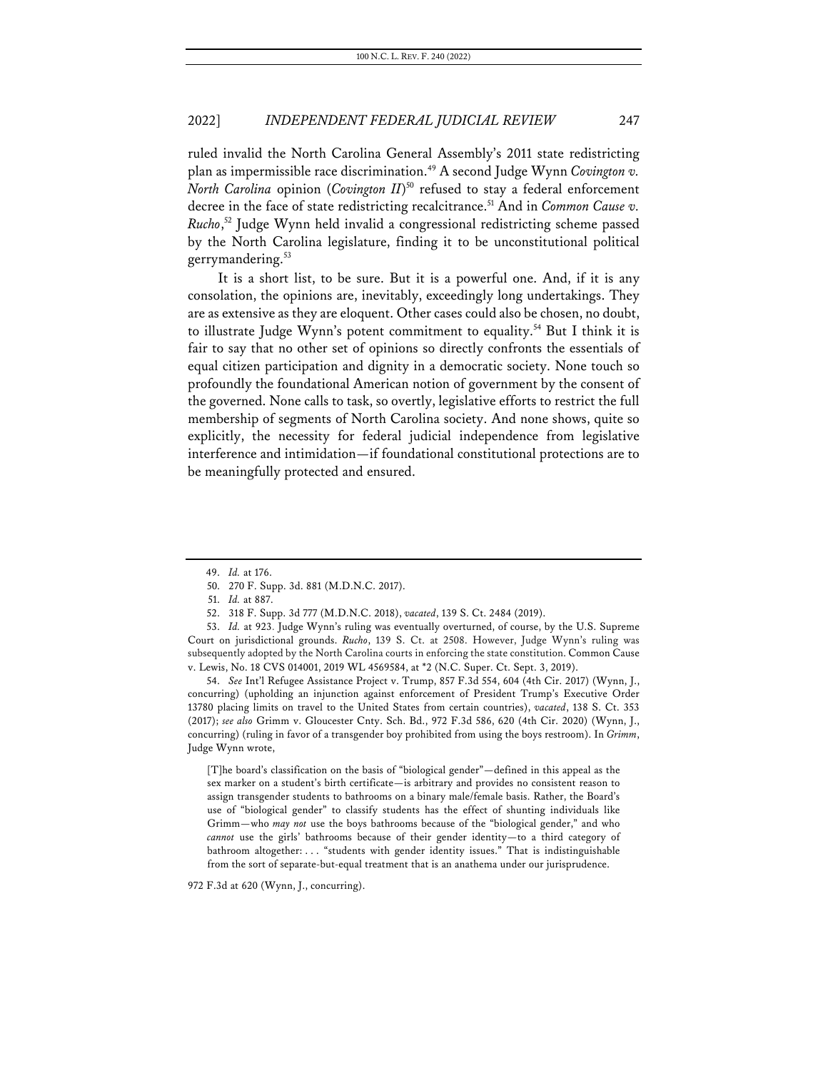ruled invalid the North Carolina General Assembly's 2011 state redistricting plan as impermissible race discrimination.[49] A second Judge Wynn *Covington v. North Carolina* opinion (*Covington II*)[50] refused to stay a federal enforcement decree in the face of state redistricting recalcitrance.[51] And in *Common Cause v. Rucho*,[52] Judge Wynn held invalid a congressional redistricting scheme passed by the North Carolina legislature, finding it to be unconstitutional political gerrymandering.[53]

It is a short list, to be sure. But it is a powerful one. And, if it is any consolation, the opinions are, inevitably, exceedingly long undertakings. They are as extensive as they are eloquent. Other cases could also be chosen, no doubt, to illustrate Judge Wynn's potent commitment to equality.[54] But I think it is fair to say that no other set of opinions so directly confronts the essentials of equal citizen participation and dignity in a democratic society. None touch so profoundly the foundational American notion of government by the consent of the governed. None calls to task, so overtly, legislative efforts to restrict the full membership of segments of North Carolina society. And none shows, quite so explicitly, the necessity for federal judicial independence from legislative interference and intimidation—if foundational constitutional protections are to be meaningfully protected and ensured.

---

49. *Id.* at 176.

50. 270 F. Supp. 3d. 881 (M.D.N.C. 2017).

51. *Id.* at 887.

52. 318 F. Supp. 3d 777 (M.D.N.C. 2018), *vacated*, 139 S. Ct. 2484 (2019).

53. *Id.* at 923. Judge Wynn's ruling was eventually overturned, of course, by the U.S. Supreme Court on jurisdictional grounds. *Rucho*, 139 S. Ct. at 2508. However, Judge Wynn's ruling was subsequently adopted by the North Carolina courts in enforcing the state constitution. Common Cause v. Lewis, No. 18 CVS 014001, 2019 WL 4569584, at *2 (N.C. Super. Ct. Sept. 3, 2019).

54. *See* Int'l Refugee Assistance Project v. Trump, 857 F.3d 554, 604 (4th Cir. 2017) (Wynn, J., concurring) (upholding an injunction against enforcement of President Trump's Executive Order 13780 placing limits on travel to the United States from certain countries), *vacated*, 138 S. Ct. 353 (2017); *see also* Grimm v. Gloucester Cnty. Sch. Bd., 972 F.3d 586, 620 (4th Cir. 2020) (Wynn, J., concurring) (ruling in favor of a transgender boy prohibited from using the boys restroom). In *Grimm*, Judge Wynn wrote,

> [T]he board's classification on the basis of "biological gender"—defined in this appeal as the sex marker on a student's birth certificate—is arbitrary and provides no consistent reason to assign transgender students to bathrooms on a binary male/female basis. Rather, the Board's use of "biological gender" to classify students has the effect of shunting individuals like Grimm—who *may not* use the boys bathrooms because of the "biological gender," and who *cannot* use the girls' bathrooms because of their gender identity—to a third category of bathroom altogether: . . . "students with gender identity issues." That is indistinguishable from the sort of separate-but-equal treatment that is an anathema under our jurisprudence.

972 F.3d at 620 (Wynn, J., concurring).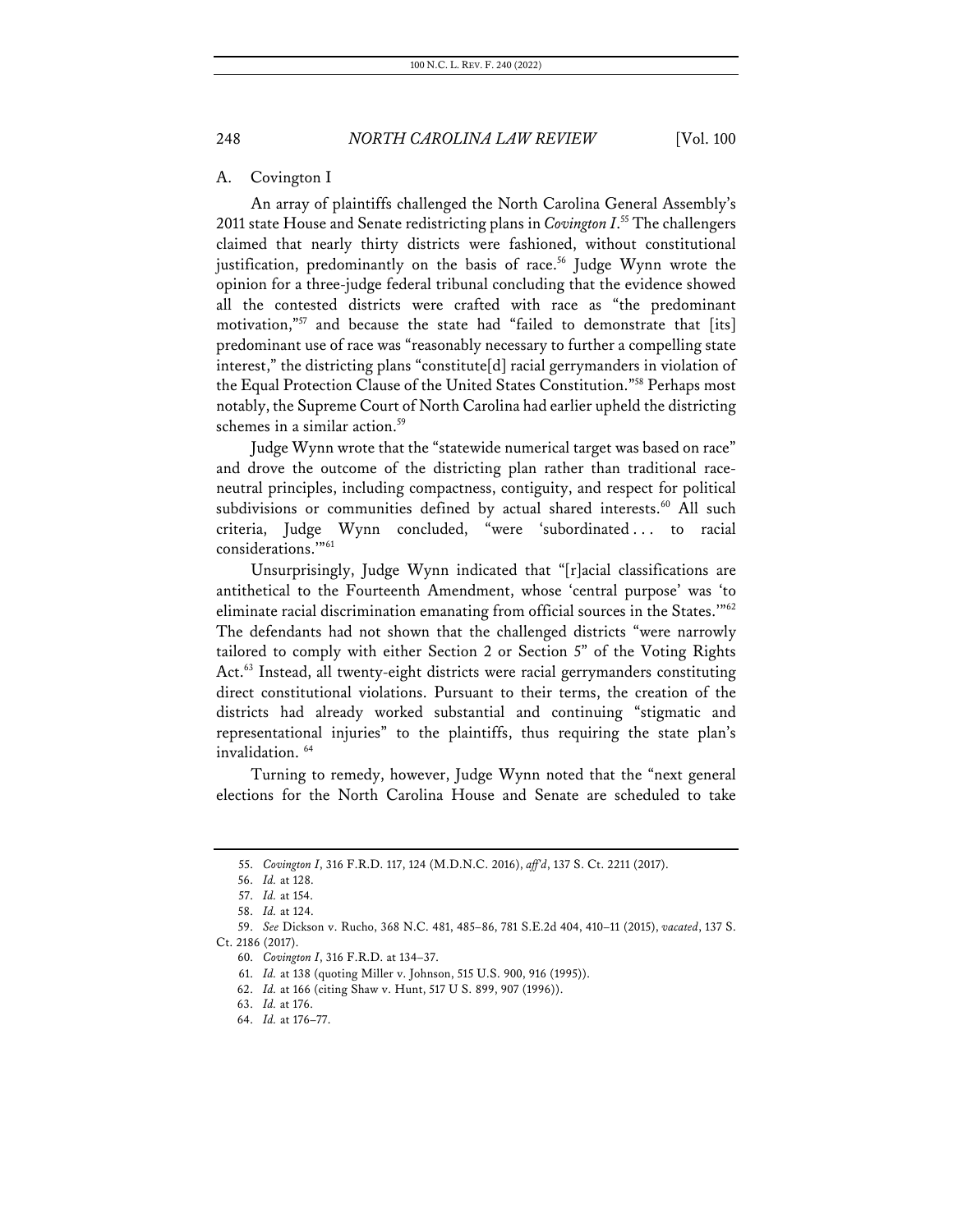## A. Covington I

An array of plaintiffs challenged the North Carolina General Assembly's 2011 state House and Senate redistricting plans in *Covington I*.[55] The challengers claimed that nearly thirty districts were fashioned, without constitutional justification, predominantly on the basis of race.[56] Judge Wynn wrote the opinion for a three-judge federal tribunal concluding that the evidence showed all the contested districts were crafted with race as "the predominant motivation,"[57] and because the state had "failed to demonstrate that [its] predominant use of race was "reasonably necessary to further a compelling state interest," the districting plans "constitute[d] racial gerrymanders in violation of the Equal Protection Clause of the United States Constitution."[58] Perhaps most notably, the Supreme Court of North Carolina had earlier upheld the districting schemes in a similar action.[59]

Judge Wynn wrote that the "statewide numerical target was based on race" and drove the outcome of the districting plan rather than traditional race-neutral principles, including compactness, contiguity, and respect for political subdivisions or communities defined by actual shared interests.[60] All such criteria, Judge Wynn concluded, "were 'subordinated . . . to racial considerations.'"[61]

Unsurprisingly, Judge Wynn indicated that "[r]acial classifications are antithetical to the Fourteenth Amendment, whose 'central purpose' was 'to eliminate racial discrimination emanating from official sources in the States.'"[62] The defendants had not shown that the challenged districts "were narrowly tailored to comply with either Section 2 or Section 5" of the Voting Rights Act.[63] Instead, all twenty-eight districts were racial gerrymanders constituting direct constitutional violations. Pursuant to their terms, the creation of the districts had already worked substantial and continuing "stigmatic and representational injuries" to the plaintiffs, thus requiring the state plan's invalidation.[64]

Turning to remedy, however, Judge Wynn noted that the "next general elections for the North Carolina House and Senate are scheduled to take

55. *Covington I*, 316 F.R.D. 117, 124 (M.D.N.C. 2016), *aff'd*, 137 S. Ct. 2211 (2017).
56. *Id.* at 128.
57. *Id.* at 154.
58. *Id.* at 124.
59. *See* Dickson v. Rucho, 368 N.C. 481, 485–86, 781 S.E.2d 404, 410–11 (2015), *vacated*, 137 S. Ct. 2186 (2017).
60. *Covington I*, 316 F.R.D. at 134–37.
61. *Id.* at 138 (quoting Miller v. Johnson, 515 U.S. 900, 916 (1995)).
62. *Id.* at 166 (citing Shaw v. Hunt, 517 U S. 899, 907 (1996)).
63. *Id.* at 176.
64. *Id.* at 176–77.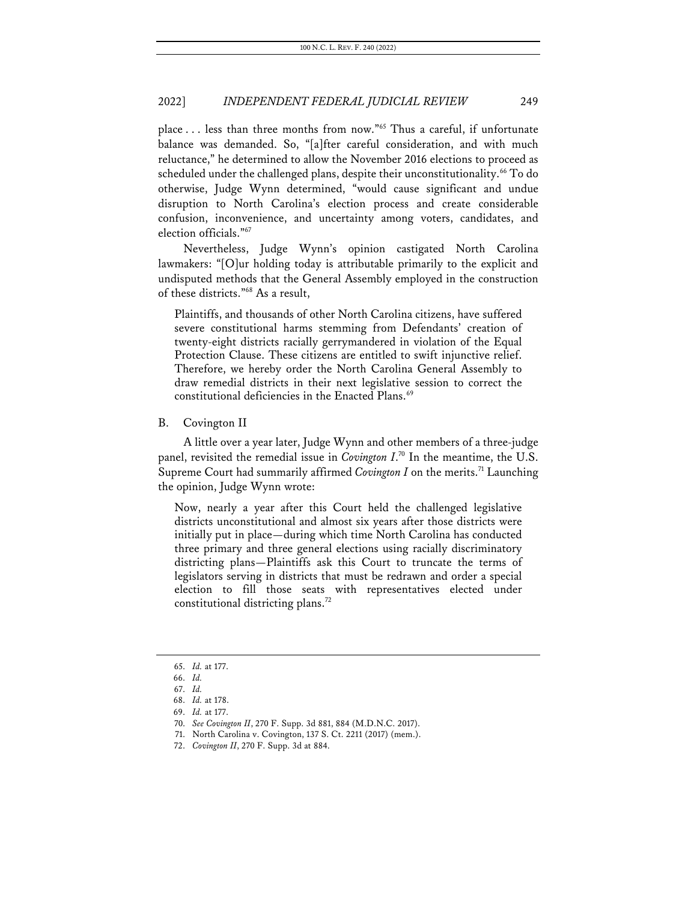place . . . less than three months from now."[65] Thus a careful, if unfortunate balance was demanded. So, "[a]fter careful consideration, and with much reluctance," he determined to allow the November 2016 elections to proceed as scheduled under the challenged plans, despite their unconstitutionality.[66] To do otherwise, Judge Wynn determined, "would cause significant and undue disruption to North Carolina's election process and create considerable confusion, inconvenience, and uncertainty among voters, candidates, and election officials."[67]

Nevertheless, Judge Wynn's opinion castigated North Carolina lawmakers: "[O]ur holding today is attributable primarily to the explicit and undisputed methods that the General Assembly employed in the construction of these districts."[68] As a result,

> Plaintiffs, and thousands of other North Carolina citizens, have suffered severe constitutional harms stemming from Defendants' creation of twenty-eight districts racially gerrymandered in violation of the Equal Protection Clause. These citizens are entitled to swift injunctive relief. Therefore, we hereby order the North Carolina General Assembly to draw remedial districts in their next legislative session to correct the constitutional deficiencies in the Enacted Plans.[69]

## B. Covington II

A little over a year later, Judge Wynn and other members of a three-judge panel, revisited the remedial issue in *Covington I*.[70] In the meantime, the U.S. Supreme Court had summarily affirmed *Covington I* on the merits.[71] Launching the opinion, Judge Wynn wrote:

> Now, nearly a year after this Court held the challenged legislative districts unconstitutional and almost six years after those districts were initially put in place—during which time North Carolina has conducted three primary and three general elections using racially discriminatory districting plans—Plaintiffs ask this Court to truncate the terms of legislators serving in districts that must be redrawn and order a special election to fill those seats with representatives elected under constitutional districting plans.[72]

65. *Id.* at 177.
66. *Id.*
67. *Id.*
68. *Id.* at 178.
69. *Id.* at 177.
70. *See Covington II*, 270 F. Supp. 3d 881, 884 (M.D.N.C. 2017).
71. North Carolina v. Covington, 137 S. Ct. 2211 (2017) (mem.).
72. *Covington II*, 270 F. Supp. 3d at 884.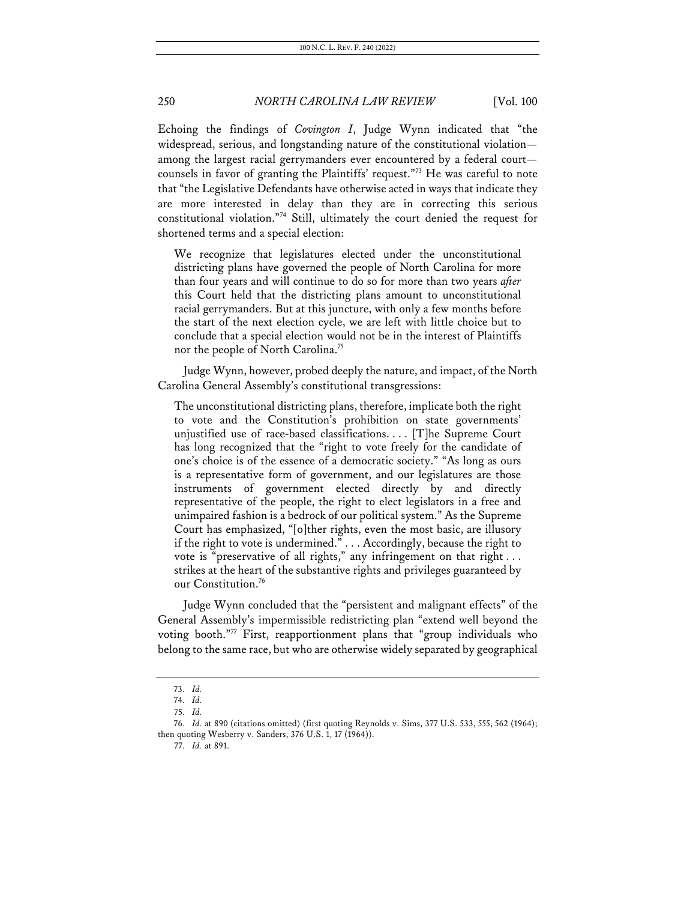Echoing the findings of *Covington I*, Judge Wynn indicated that "the widespread, serious, and longstanding nature of the constitutional violation—among the largest racial gerrymanders ever encountered by a federal court—counsels in favor of granting the Plaintiffs' request."[73] He was careful to note that "the Legislative Defendants have otherwise acted in ways that indicate they are more interested in delay than they are in correcting this serious constitutional violation."[74] Still, ultimately the court denied the request for shortened terms and a special election:

> We recognize that legislatures elected under the unconstitutional districting plans have governed the people of North Carolina for more than four years and will continue to do so for more than two years *after* this Court held that the districting plans amount to unconstitutional racial gerrymanders. But at this juncture, with only a few months before the start of the next election cycle, we are left with little choice but to conclude that a special election would not be in the interest of Plaintiffs nor the people of North Carolina.[75]

Judge Wynn, however, probed deeply the nature, and impact, of the North Carolina General Assembly's constitutional transgressions:

> The unconstitutional districting plans, therefore, implicate both the right to vote and the Constitution's prohibition on state governments' unjustified use of race-based classifications. . . . [T]he Supreme Court has long recognized that the "right to vote freely for the candidate of one's choice is of the essence of a democratic society." "As long as ours is a representative form of government, and our legislatures are those instruments of government elected directly by and directly representative of the people, the right to elect legislators in a free and unimpaired fashion is a bedrock of our political system." As the Supreme Court has emphasized, "[o]ther rights, even the most basic, are illusory if the right to vote is undermined." . . . Accordingly, because the right to vote is "preservative of all rights," any infringement on that right . . . strikes at the heart of the substantive rights and privileges guaranteed by our Constitution.[76]

Judge Wynn concluded that the "persistent and malignant effects" of the General Assembly's impermissible redistricting plan "extend well beyond the voting booth."[77] First, reapportionment plans that "group individuals who belong to the same race, but who are otherwise widely separated by geographical

---

73. *Id.*

74. *Id.*

75. *Id.*

76. *Id.* at 890 (citations omitted) (first quoting Reynolds v. Sims, 377 U.S. 533, 555, 562 (1964); then quoting Wesberry v. Sanders, 376 U.S. 1, 17 (1964)).

77. *Id.* at 891.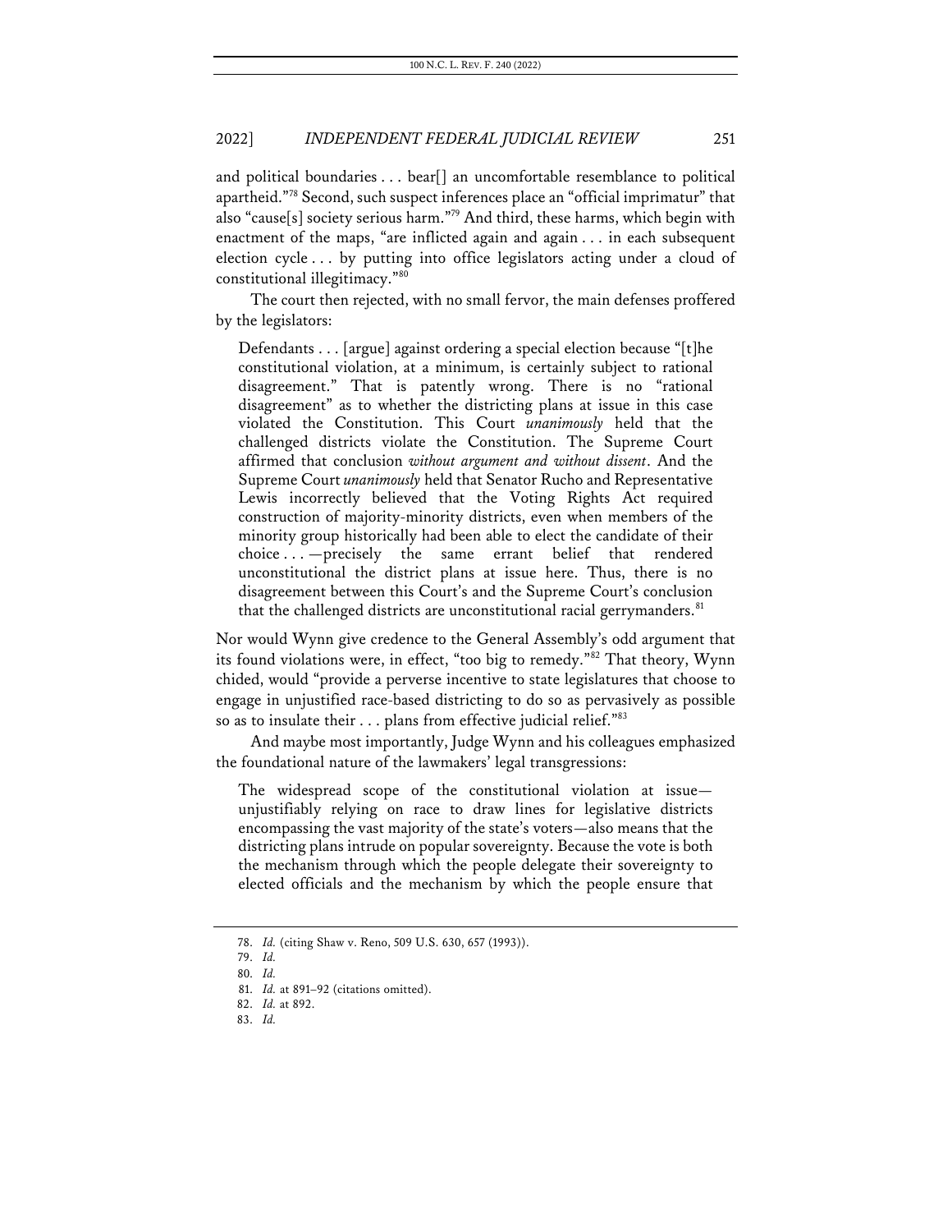and political boundaries . . . bear[] an uncomfortable resemblance to political apartheid."[78] Second, such suspect inferences place an "official imprimatur" that also "cause[s] society serious harm."[79] And third, these harms, which begin with enactment of the maps, "are inflicted again and again . . . in each subsequent election cycle . . . by putting into office legislators acting under a cloud of constitutional illegitimacy."[80]

The court then rejected, with no small fervor, the main defenses proffered by the legislators:

> Defendants . . . [argue] against ordering a special election because "[t]he constitutional violation, at a minimum, is certainly subject to rational disagreement." That is patently wrong. There is no "rational disagreement" as to whether the districting plans at issue in this case violated the Constitution. This Court *unanimously* held that the challenged districts violate the Constitution. The Supreme Court affirmed that conclusion *without argument and without dissent*. And the Supreme Court *unanimously* held that Senator Rucho and Representative Lewis incorrectly believed that the Voting Rights Act required construction of majority-minority districts, even when members of the minority group historically had been able to elect the candidate of their choice . . . —precisely the same errant belief that rendered unconstitutional the district plans at issue here. Thus, there is no disagreement between this Court's and the Supreme Court's conclusion that the challenged districts are unconstitutional racial gerrymanders.[81]

Nor would Wynn give credence to the General Assembly's odd argument that its found violations were, in effect, "too big to remedy."[82] That theory, Wynn chided, would "provide a perverse incentive to state legislatures that choose to engage in unjustified race-based districting to do so as pervasively as possible so as to insulate their . . . plans from effective judicial relief."[83]

And maybe most importantly, Judge Wynn and his colleagues emphasized the foundational nature of the lawmakers' legal transgressions:

> The widespread scope of the constitutional violation at issue—unjustifiably relying on race to draw lines for legislative districts encompassing the vast majority of the state's voters—also means that the districting plans intrude on popular sovereignty. Because the vote is both the mechanism through which the people delegate their sovereignty to elected officials and the mechanism by which the people ensure that

78. *Id.* (citing Shaw v. Reno, 509 U.S. 630, 657 (1993)).

79. *Id.*

80. *Id.*

81. *Id.* at 891–92 (citations omitted).

82. *Id.* at 892.

83. *Id.*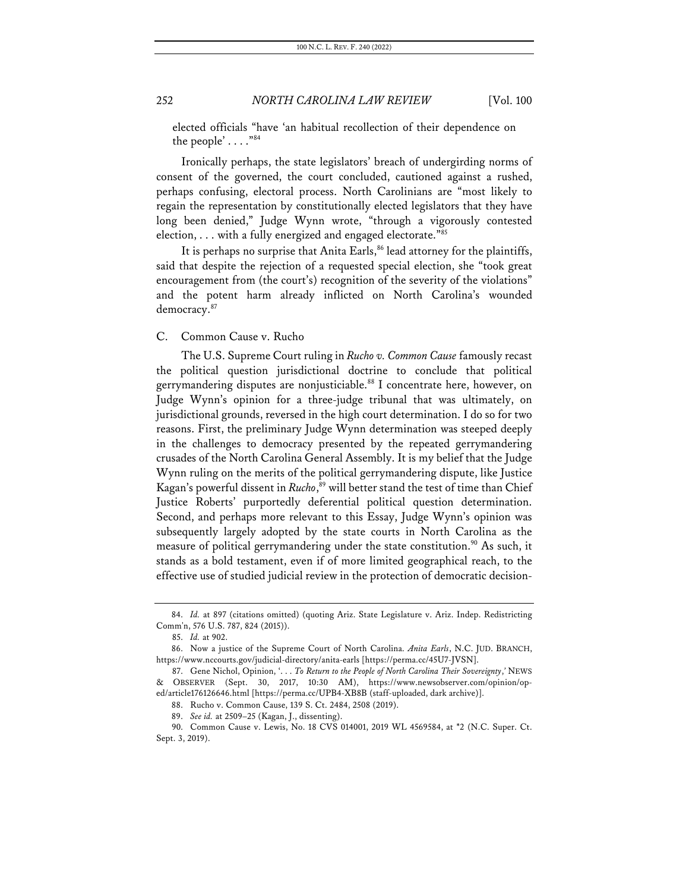elected officials "have 'an habitual recollection of their dependence on the people' . . . ."[84]

Ironically perhaps, the state legislators' breach of undergirding norms of consent of the governed, the court concluded, cautioned against a rushed, perhaps confusing, electoral process. North Carolinians are "most likely to regain the representation by constitutionally elected legislators that they have long been denied," Judge Wynn wrote, "through a vigorously contested election, . . . with a fully energized and engaged electorate."[85]

It is perhaps no surprise that Anita Earls,[86] lead attorney for the plaintiffs, said that despite the rejection of a requested special election, she "took great encouragement from (the court's) recognition of the severity of the violations" and the potent harm already inflicted on North Carolina's wounded democracy.[87]

## C. Common Cause v. Rucho

The U.S. Supreme Court ruling in *Rucho v. Common Cause* famously recast the political question jurisdictional doctrine to conclude that political gerrymandering disputes are nonjusticiable.[88] I concentrate here, however, on Judge Wynn's opinion for a three-judge tribunal that was ultimately, on jurisdictional grounds, reversed in the high court determination. I do so for two reasons. First, the preliminary Judge Wynn determination was steeped deeply in the challenges to democracy presented by the repeated gerrymandering crusades of the North Carolina General Assembly. It is my belief that the Judge Wynn ruling on the merits of the political gerrymandering dispute, like Justice Kagan's powerful dissent in *Rucho*,[89] will better stand the test of time than Chief Justice Roberts' purportedly deferential political question determination. Second, and perhaps more relevant to this Essay, Judge Wynn's opinion was subsequently largely adopted by the state courts in North Carolina as the measure of political gerrymandering under the state constitution.[90] As such, it stands as a bold testament, even if of more limited geographical reach, to the effective use of studied judicial review in the protection of democratic decision-

---

84. *Id.* at 897 (citations omitted) (quoting Ariz. State Legislature v. Ariz. Indep. Redistricting Comm'n, 576 U.S. 787, 824 (2015)).

85. *Id.* at 902.

86. Now a justice of the Supreme Court of North Carolina. *Anita Earls*, N.C. JUD. BRANCH, https://www.nccourts.gov/judicial-directory/anita-earls [https://perma.cc/45U7-JVSN].

87. Gene Nichol, Opinion, '. . . *To Return to the People of North Carolina Their Sovereignty*,' NEWS & OBSERVER (Sept. 30, 2017, 10:30 AM), https://www.newsobserver.com/opinion/op-ed/article176126646.html [https://perma.cc/UPB4-XB8B (staff-uploaded, dark archive)].

88. Rucho v. Common Cause, 139 S. Ct. 2484, 2508 (2019).

89. *See id.* at 2509–25 (Kagan, J., dissenting).

90. Common Cause v. Lewis, No. 18 CVS 014001, 2019 WL 4569584, at *2 (N.C. Super. Ct. Sept. 3, 2019).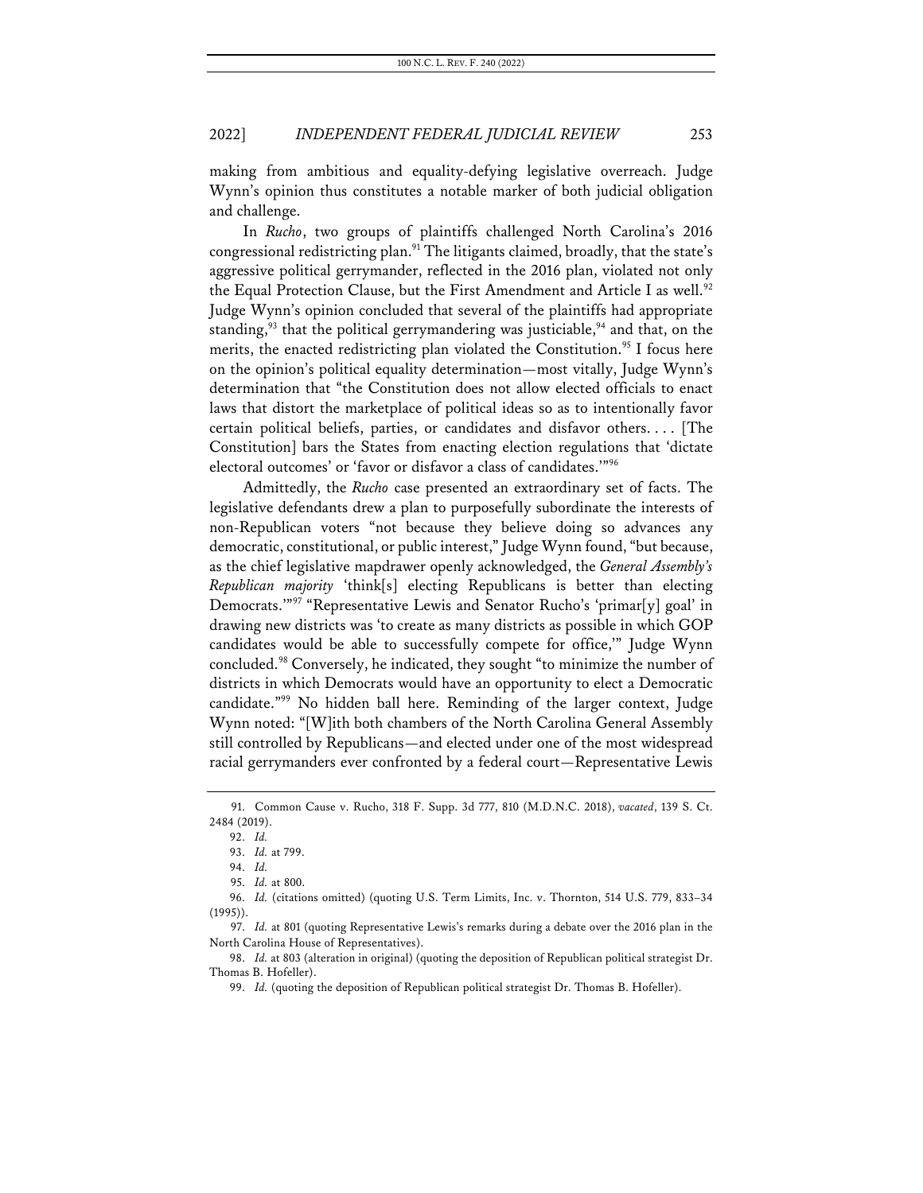making from ambitious and equality-defying legislative overreach. Judge Wynn's opinion thus constitutes a notable marker of both judicial obligation and challenge.

In *Rucho*, two groups of plaintiffs challenged North Carolina's 2016 congressional redistricting plan.[91] The litigants claimed, broadly, that the state's aggressive political gerrymander, reflected in the 2016 plan, violated not only the Equal Protection Clause, but the First Amendment and Article I as well.[92] Judge Wynn's opinion concluded that several of the plaintiffs had appropriate standing,[93] that the political gerrymandering was justiciable,[94] and that, on the merits, the enacted redistricting plan violated the Constitution.[95] I focus here on the opinion's political equality determination—most vitally, Judge Wynn's determination that "the Constitution does not allow elected officials to enact laws that distort the marketplace of political ideas so as to intentionally favor certain political beliefs, parties, or candidates and disfavor others. . . . [The Constitution] bars the States from enacting election regulations that 'dictate electoral outcomes' or 'favor or disfavor a class of candidates.'"[96]

Admittedly, the *Rucho* case presented an extraordinary set of facts. The legislative defendants drew a plan to purposefully subordinate the interests of non-Republican voters "not because they believe doing so advances any democratic, constitutional, or public interest," Judge Wynn found, "but because, as the chief legislative mapdrawer openly acknowledged, the *General Assembly's Republican majority* 'think[s] electing Republicans is better than electing Democrats.'"[97] "Representative Lewis and Senator Rucho's 'primar[y] goal' in drawing new districts was 'to create as many districts as possible in which GOP candidates would be able to successfully compete for office,'" Judge Wynn concluded.[98] Conversely, he indicated, they sought "to minimize the number of districts in which Democrats would have an opportunity to elect a Democratic candidate."[99] No hidden ball here. Reminding of the larger context, Judge Wynn noted: "[W]ith both chambers of the North Carolina General Assembly still controlled by Republicans—and elected under one of the most widespread racial gerrymanders ever confronted by a federal court—Representative Lewis

---

91. Common Cause v. Rucho, 318 F. Supp. 3d 777, 810 (M.D.N.C. 2018), *vacated*, 139 S. Ct. 2484 (2019).

92. *Id.*

93. *Id.* at 799.

94. *Id.*

95. *Id.* at 800.

96. *Id.* (citations omitted) (quoting U.S. Term Limits, Inc. v. Thornton, 514 U.S. 779, 833–34 (1995)).

97. *Id.* at 801 (quoting Representative Lewis's remarks during a debate over the 2016 plan in the North Carolina House of Representatives).

98. *Id.* at 803 (alteration in original) (quoting the deposition of Republican political strategist Dr. Thomas B. Hofeller).

99. *Id.* (quoting the deposition of Republican political strategist Dr. Thomas B. Hofeller).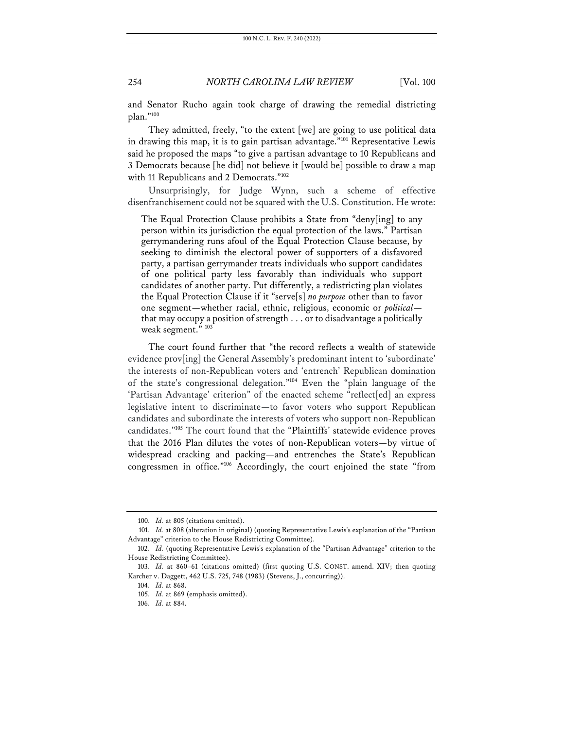and Senator Rucho again took charge of drawing the remedial districting plan."[100]

They admitted, freely, "to the extent [we] are going to use political data in drawing this map, it is to gain partisan advantage."[101] Representative Lewis said he proposed the maps "to give a partisan advantage to 10 Republicans and 3 Democrats because [he did] not believe it [would be] possible to draw a map with 11 Republicans and 2 Democrats."[102]

Unsurprisingly, for Judge Wynn, such a scheme of effective disenfranchisement could not be squared with the U.S. Constitution. He wrote:

> The Equal Protection Clause prohibits a State from "deny[ing] to any person within its jurisdiction the equal protection of the laws." Partisan gerrymandering runs afoul of the Equal Protection Clause because, by seeking to diminish the electoral power of supporters of a disfavored party, a partisan gerrymander treats individuals who support candidates of one political party less favorably than individuals who support candidates of another party. Put differently, a redistricting plan violates the Equal Protection Clause if it "serve[s] *no purpose* other than to favor one segment—whether racial, ethnic, religious, economic or *political*—that may occupy a position of strength . . . or to disadvantage a politically weak segment." [103]

The court found further that "the record reflects a wealth of statewide evidence prov[ing] the General Assembly's predominant intent to 'subordinate' the interests of non-Republican voters and 'entrench' Republican domination of the state's congressional delegation."[104] Even the "plain language of the 'Partisan Advantage' criterion" of the enacted scheme "reflect[ed] an express legislative intent to discriminate—to favor voters who support Republican candidates and subordinate the interests of voters who support non-Republican candidates."[105] The court found that the "Plaintiffs' statewide evidence proves that the 2016 Plan dilutes the votes of non-Republican voters—by virtue of widespread cracking and packing—and entrenches the State's Republican congressmen in office."[106] Accordingly, the court enjoined the state "from

---

100. *Id.* at 805 (citations omitted).

101. *Id.* at 808 (alteration in original) (quoting Representative Lewis's explanation of the "Partisan Advantage" criterion to the House Redistricting Committee).

102. *Id.* (quoting Representative Lewis's explanation of the "Partisan Advantage" criterion to the House Redistricting Committee).

103. *Id.* at 860–61 (citations omitted) (first quoting U.S. CONST. amend. XIV; then quoting Karcher v. Daggett, 462 U.S. 725, 748 (1983) (Stevens, J., concurring)).

104. *Id.* at 868.

105. *Id.* at 869 (emphasis omitted).

106. *Id.* at 884.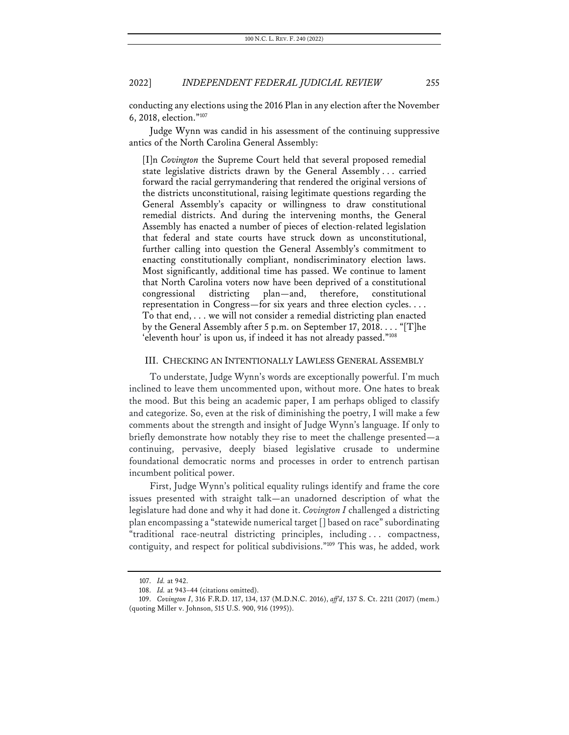conducting any elections using the 2016 Plan in any election after the November 6, 2018, election."[107]

Judge Wynn was candid in his assessment of the continuing suppressive antics of the North Carolina General Assembly:

> [I]n *Covington* the Supreme Court held that several proposed remedial state legislative districts drawn by the General Assembly . . . carried forward the racial gerrymandering that rendered the original versions of the districts unconstitutional, raising legitimate questions regarding the General Assembly's capacity or willingness to draw constitutional remedial districts. And during the intervening months, the General Assembly has enacted a number of pieces of election-related legislation that federal and state courts have struck down as unconstitutional, further calling into question the General Assembly's commitment to enacting constitutionally compliant, nondiscriminatory election laws. Most significantly, additional time has passed. We continue to lament that North Carolina voters now have been deprived of a constitutional congressional districting plan—and, therefore, constitutional representation in Congress—for six years and three election cycles. . . . To that end, . . . we will not consider a remedial districting plan enacted by the General Assembly after 5 p.m. on September 17, 2018. . . . "[T]he 'eleventh hour' is upon us, if indeed it has not already passed."[108]

## III. CHECKING AN INTENTIONALLY LAWLESS GENERAL ASSEMBLY

To understate, Judge Wynn's words are exceptionally powerful. I'm much inclined to leave them uncommented upon, without more. One hates to break the mood. But this being an academic paper, I am perhaps obliged to classify and categorize. So, even at the risk of diminishing the poetry, I will make a few comments about the strength and insight of Judge Wynn's language. If only to briefly demonstrate how notably they rise to meet the challenge presented—a continuing, pervasive, deeply biased legislative crusade to undermine foundational democratic norms and processes in order to entrench partisan incumbent political power.

First, Judge Wynn's political equality rulings identify and frame the core issues presented with straight talk—an unadorned description of what the legislature had done and why it had done it. *Covington I* challenged a districting plan encompassing a "statewide numerical target [] based on race" subordinating "traditional race-neutral districting principles, including . . . compactness, contiguity, and respect for political subdivisions."[109] This was, he added, work

---

107. *Id.* at 942.

108. *Id.* at 943–44 (citations omitted).

109. *Covington I*, 316 F.R.D. 117, 134, 137 (M.D.N.C. 2016), *aff'd*, 137 S. Ct. 2211 (2017) (mem.) (quoting Miller v. Johnson, 515 U.S. 900, 916 (1995)).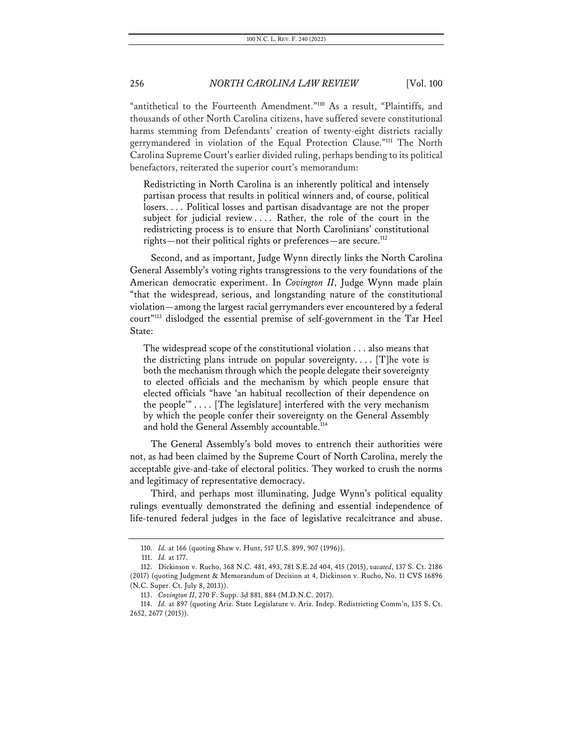"antithetical to the Fourteenth Amendment."[110] As a result, "Plaintiffs, and thousands of other North Carolina citizens, have suffered severe constitutional harms stemming from Defendants' creation of twenty-eight districts racially gerrymandered in violation of the Equal Protection Clause."[111] The North Carolina Supreme Court's earlier divided ruling, perhaps bending to its political benefactors, reiterated the superior court's memorandum:

> Redistricting in North Carolina is an inherently political and intensely partisan process that results in political winners and, of course, political losers. . . . Political losses and partisan disadvantage are not the proper subject for judicial review . . . . Rather, the role of the court in the redistricting process is to ensure that North Carolinians' constitutional rights—not their political rights or preferences—are secure.[112]

Second, and as important, Judge Wynn directly links the North Carolina General Assembly's voting rights transgressions to the very foundations of the American democratic experiment. In *Covington II*, Judge Wynn made plain "that the widespread, serious, and longstanding nature of the constitutional violation—among the largest racial gerrymanders ever encountered by a federal court"[113] dislodged the essential premise of self-government in the Tar Heel State:

> The widespread scope of the constitutional violation . . . also means that the districting plans intrude on popular sovereignty. . . . [T]he vote is both the mechanism through which the people delegate their sovereignty to elected officials and the mechanism by which people ensure that elected officials "have 'an habitual recollection of their dependence on the people'" . . . . [The legislature] interfered with the very mechanism by which the people confer their sovereignty on the General Assembly and hold the General Assembly accountable.[114]

The General Assembly's bold moves to entrench their authorities were not, as had been claimed by the Supreme Court of North Carolina, merely the acceptable give-and-take of electoral politics. They worked to crush the norms and legitimacy of representative democracy.

Third, and perhaps most illuminating, Judge Wynn's political equality rulings eventually demonstrated the defining and essential independence of life-tenured federal judges in the face of legislative recalcitrance and abuse.

---

110. *Id.* at 166 (quoting Shaw v. Hunt, 517 U.S. 899, 907 (1996)).

111. *Id.* at 177.

112. Dickinson v. Rucho, 368 N.C. 481, 493, 781 S.E.2d 404, 415 (2015), *vacated*, 137 S. Ct. 2186 (2017) (quoting Judgment & Memorandum of Decision at 4, Dickinson v. Rucho, No. 11 CVS 16896 (N.C. Super. Ct. July 8, 2013)).

113. *Covington II*, 270 F. Supp. 3d 881, 884 (M.D.N.C. 2017).

114. *Id.* at 897 (quoting Ariz. State Legislature v. Ariz. Indep. Redistricting Comm'n, 135 S. Ct. 2652, 2677 (2015)).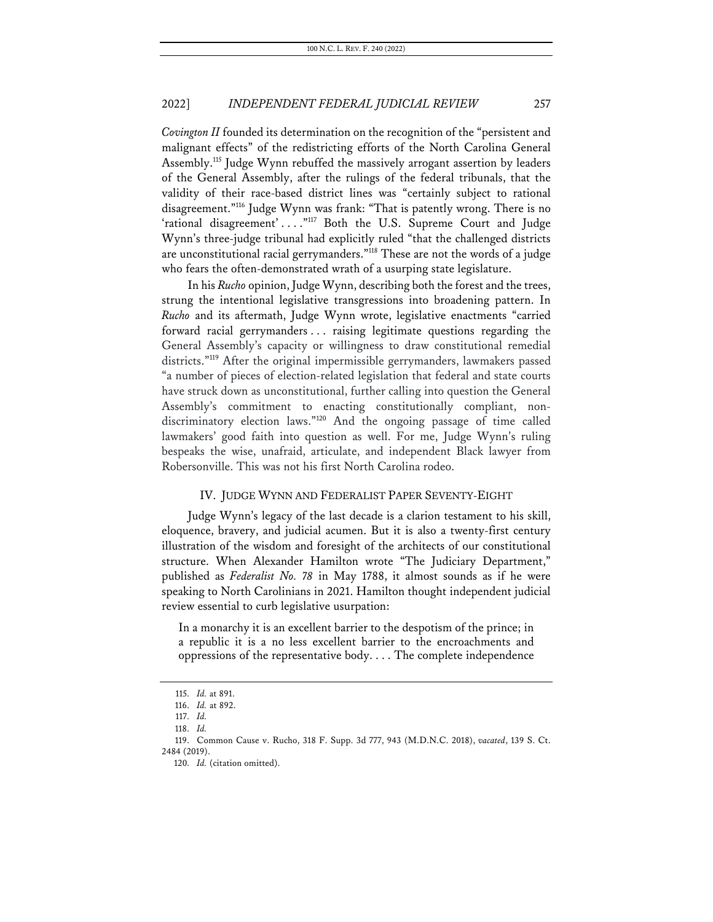*Covington II* founded its determination on the recognition of the "persistent and malignant effects" of the redistricting efforts of the North Carolina General Assembly.[115] Judge Wynn rebuffed the massively arrogant assertion by leaders of the General Assembly, after the rulings of the federal tribunals, that the validity of their race-based district lines was "certainly subject to rational disagreement."[116] Judge Wynn was frank: "That is patently wrong. There is no 'rational disagreement' . . . ."[117] Both the U.S. Supreme Court and Judge Wynn's three-judge tribunal had explicitly ruled "that the challenged districts are unconstitutional racial gerrymanders."[118] These are not the words of a judge who fears the often-demonstrated wrath of a usurping state legislature.

In his *Rucho* opinion, Judge Wynn, describing both the forest and the trees, strung the intentional legislative transgressions into broadening pattern. In *Rucho* and its aftermath, Judge Wynn wrote, legislative enactments "carried forward racial gerrymanders . . . raising legitimate questions regarding the General Assembly's capacity or willingness to draw constitutional remedial districts."[119] After the original impermissible gerrymanders, lawmakers passed "a number of pieces of election-related legislation that federal and state courts have struck down as unconstitutional, further calling into question the General Assembly's commitment to enacting constitutionally compliant, non-discriminatory election laws."[120] And the ongoing passage of time called lawmakers' good faith into question as well. For me, Judge Wynn's ruling bespeaks the wise, unafraid, articulate, and independent Black lawyer from Robersonville. This was not his first North Carolina rodeo.

## IV. JUDGE WYNN AND FEDERALIST PAPER SEVENTY-EIGHT

Judge Wynn's legacy of the last decade is a clarion testament to his skill, eloquence, bravery, and judicial acumen. But it is also a twenty-first century illustration of the wisdom and foresight of the architects of our constitutional structure. When Alexander Hamilton wrote "The Judiciary Department," published as *Federalist No. 78* in May 1788, it almost sounds as if he were speaking to North Carolinians in 2021. Hamilton thought independent judicial review essential to curb legislative usurpation:

> In a monarchy it is an excellent barrier to the despotism of the prince; in a republic it is a no less excellent barrier to the encroachments and oppressions of the representative body. . . . The complete independence

115. *Id.* at 891.

116. *Id.* at 892.

117. *Id.*

118. *Id.*

119. Common Cause v. Rucho, 318 F. Supp. 3d 777, 943 (M.D.N.C. 2018), *vacated*, 139 S. Ct. 2484 (2019).

120. *Id.* (citation omitted).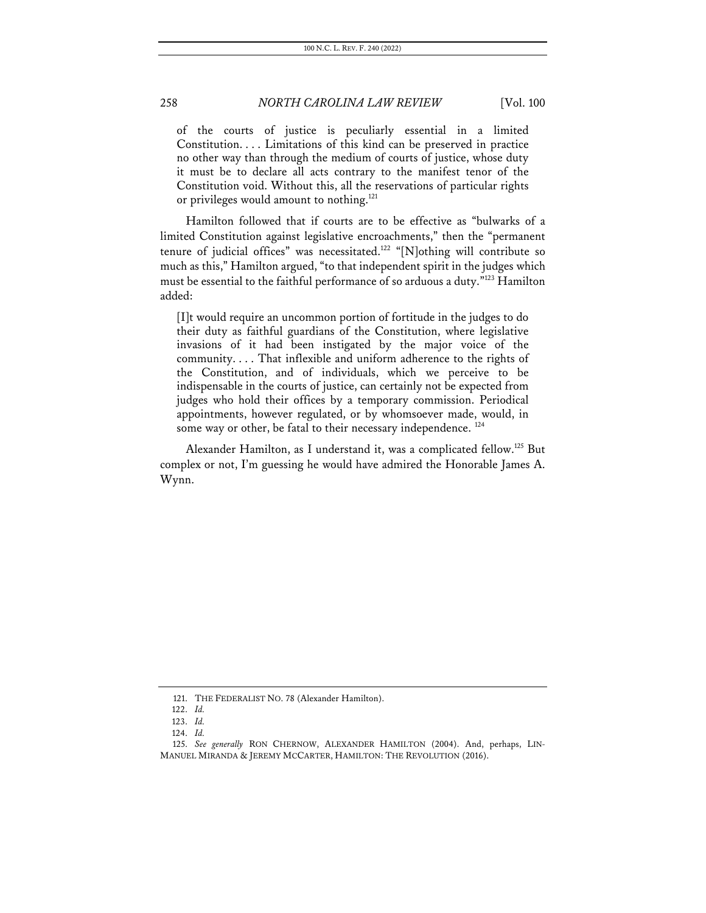> of the courts of justice is peculiarly essential in a limited Constitution. . . . Limitations of this kind can be preserved in practice no other way than through the medium of courts of justice, whose duty it must be to declare all acts contrary to the manifest tenor of the Constitution void. Without this, all the reservations of particular rights or privileges would amount to nothing.[121]

Hamilton followed that if courts are to be effective as "bulwarks of a limited Constitution against legislative encroachments," then the "permanent tenure of judicial offices" was necessitated.[122] "[N]othing will contribute so much as this," Hamilton argued, "to that independent spirit in the judges which must be essential to the faithful performance of so arduous a duty."[123] Hamilton added:

> [I]t would require an uncommon portion of fortitude in the judges to do their duty as faithful guardians of the Constitution, where legislative invasions of it had been instigated by the major voice of the community. . . . That inflexible and uniform adherence to the rights of the Constitution, and of individuals, which we perceive to be indispensable in the courts of justice, can certainly not be expected from judges who hold their offices by a temporary commission. Periodical appointments, however regulated, or by whomsoever made, would, in some way or other, be fatal to their necessary independence.[124]

Alexander Hamilton, as I understand it, was a complicated fellow.[125] But complex or not, I'm guessing he would have admired the Honorable James A. Wynn.

---

121. THE FEDERALIST NO. 78 (Alexander Hamilton).

122. *Id.*

123. *Id.*

124. *Id.*

125. *See generally* RON CHERNOW, ALEXANDER HAMILTON (2004). And, perhaps, LIN-MANUEL MIRANDA & JEREMY MCCARTER, HAMILTON: THE REVOLUTION (2016).